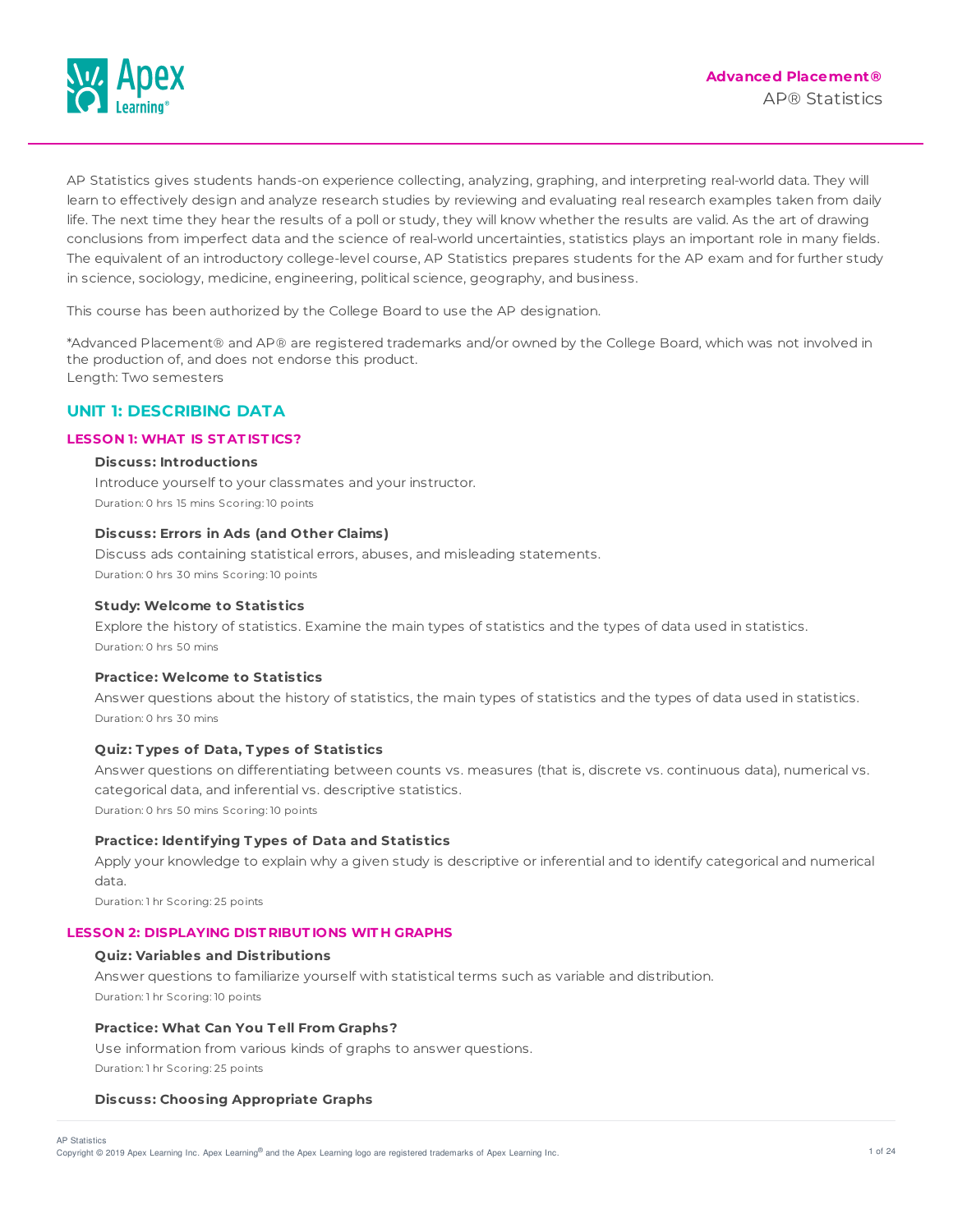**Advanced Placement®**

AP® Statistics

AP Statistics gives students hands-on experience collecting, analyzing, graphing, and interpreting real-world data. They will learn to effectively design and analyze research studies by reviewing and evaluating real research examples taken from daily life. The next time they hear the results of a poll or study, they will know whether the results are valid. As the art of drawing conclusions from imperfect data and the science of real-world uncertainties, statistics plays an important role in many fields. The equivalent of an introductory college-level course, AP Statistics prepares students for the AP exam and for further study in science, sociology, medicine, engineering, political science, geography, and business.

This course has been authorized by the College Board to use the AP designation.

*Advanced Placement® and AP® are registered trademarks and/or owned by the College Board, which was not involved in the production of, and does not endorse this product.
Length: Two semesters

## UNIT 1: DESCRIBING DATA

### LESSON 1: WHAT IS STATISTICS?

**Discuss: Introductions**

Introduce yourself to your classmates and your instructor.
Duration: 0 hrs 15 mins Scoring: 10 points

**Discuss: Errors in Ads (and Other Claims)**

Discuss ads containing statistical errors, abuses, and misleading statements.
Duration: 0 hrs 30 mins Scoring: 10 points

**Study: Welcome to Statistics**

Explore the history of statistics. Examine the main types of statistics and the types of data used in statistics.
Duration: 0 hrs 50 mins

**Practice: Welcome to Statistics**

Answer questions about the history of statistics, the main types of statistics and the types of data used in statistics.
Duration: 0 hrs 30 mins

**Quiz: Types of Data, Types of Statistics**

Answer questions on differentiating between counts vs. measures (that is, discrete vs. continuous data), numerical vs. categorical data, and inferential vs. descriptive statistics.
Duration: 0 hrs 50 mins Scoring: 10 points

**Practice: Identifying Types of Data and Statistics**

Apply your knowledge to explain why a given study is descriptive or inferential and to identify categorical and numerical data.
Duration: 1 hr Scoring: 25 points

### LESSON 2: DISPLAYING DISTRIBUTIONS WITH GRAPHS

**Quiz: Variables and Distributions**

Answer questions to familiarize yourself with statistical terms such as variable and distribution.
Duration: 1 hr Scoring: 10 points

**Practice: What Can You Tell From Graphs?**

Use information from various kinds of graphs to answer questions.
Duration: 1 hr Scoring: 25 points

**Discuss: Choosing Appropriate Graphs**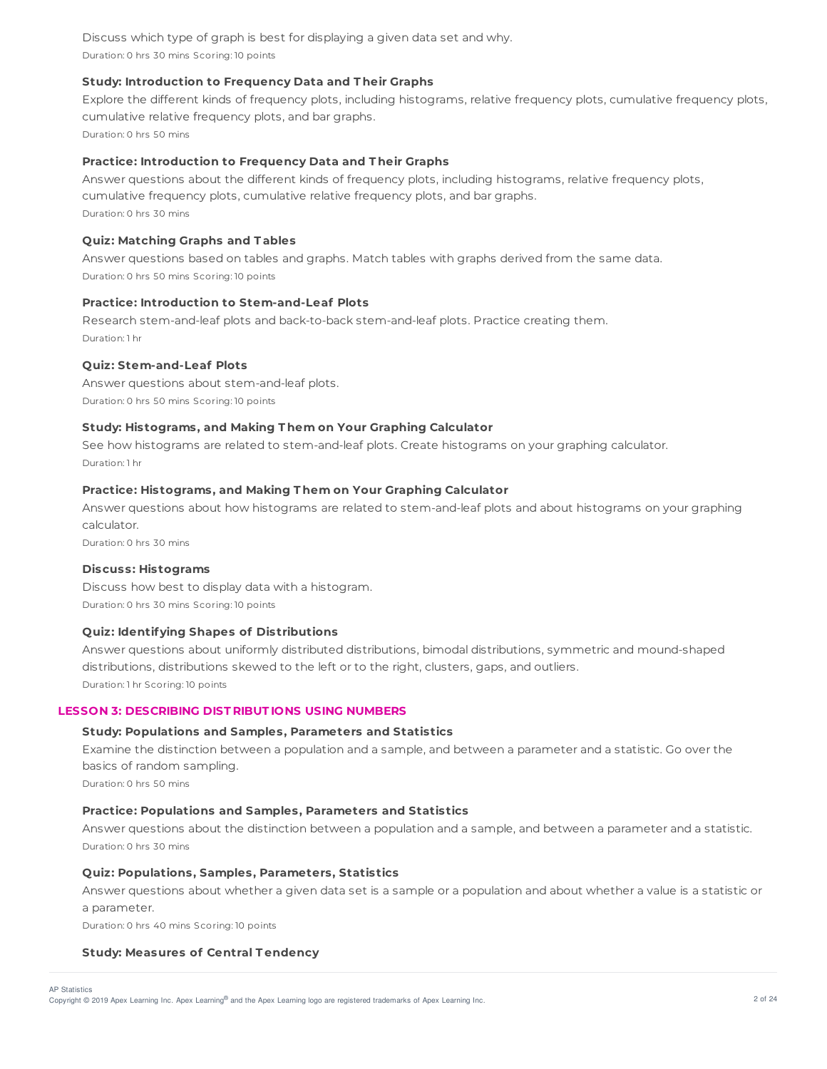Discuss which type of graph is best for displaying a given data set and why.

Duration: 0 hrs 30 mins Scoring: 10 points

**Study: Introduction to Frequency Data and Their Graphs**

Explore the different kinds of frequency plots, including histograms, relative frequency plots, cumulative frequency plots, cumulative relative frequency plots, and bar graphs.

Duration: 0 hrs 50 mins

**Practice: Introduction to Frequency Data and Their Graphs**

Answer questions about the different kinds of frequency plots, including histograms, relative frequency plots, cumulative frequency plots, cumulative relative frequency plots, and bar graphs.

Duration: 0 hrs 30 mins

**Quiz: Matching Graphs and Tables**

Answer questions based on tables and graphs. Match tables with graphs derived from the same data.

Duration: 0 hrs 50 mins Scoring: 10 points

**Practice: Introduction to Stem-and-Leaf Plots**

Research stem-and-leaf plots and back-to-back stem-and-leaf plots. Practice creating them.

Duration: 1 hr

**Quiz: Stem-and-Leaf Plots**

Answer questions about stem-and-leaf plots.

Duration: 0 hrs 50 mins Scoring: 10 points

**Study: Histograms, and Making Them on Your Graphing Calculator**

See how histograms are related to stem-and-leaf plots. Create histograms on your graphing calculator.

Duration: 1 hr

**Practice: Histograms, and Making Them on Your Graphing Calculator**

Answer questions about how histograms are related to stem-and-leaf plots and about histograms on your graphing calculator.

Duration: 0 hrs 30 mins

**Discuss: Histograms**

Discuss how best to display data with a histogram.

Duration: 0 hrs 30 mins Scoring: 10 points

**Quiz: Identifying Shapes of Distributions**

Answer questions about uniformly distributed distributions, bimodal distributions, symmetric and mound-shaped distributions, distributions skewed to the left or to the right, clusters, gaps, and outliers.

Duration: 1 hr Scoring: 10 points

## LESSON 3: DESCRIBING DISTRIBUTIONS USING NUMBERS

**Study: Populations and Samples, Parameters and Statistics**

Examine the distinction between a population and a sample, and between a parameter and a statistic. Go over the basics of random sampling.

Duration: 0 hrs 50 mins

**Practice: Populations and Samples, Parameters and Statistics**

Answer questions about the distinction between a population and a sample, and between a parameter and a statistic.

Duration: 0 hrs 30 mins

**Quiz: Populations, Samples, Parameters, Statistics**

Answer questions about whether a given data set is a sample or a population and about whether a value is a statistic or a parameter.

Duration: 0 hrs 40 mins Scoring: 10 points

**Study: Measures of Central Tendency**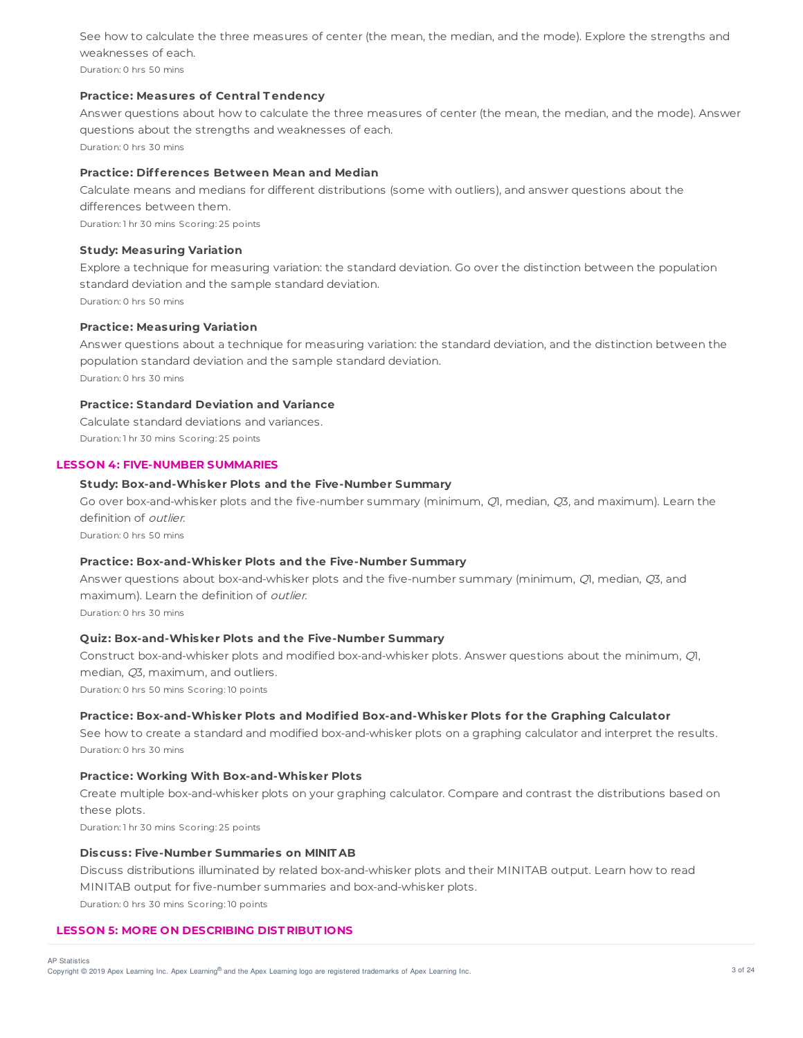See how to calculate the three measures of center (the mean, the median, and the mode). Explore the strengths and weaknesses of each.

Duration: 0 hrs 50 mins

**Practice: Measures of Central Tendency**

Answer questions about how to calculate the three measures of center (the mean, the median, and the mode). Answer questions about the strengths and weaknesses of each.

Duration: 0 hrs 30 mins

**Practice: Differences Between Mean and Median**

Calculate means and medians for different distributions (some with outliers), and answer questions about the differences between them.

Duration: 1 hr 30 mins Scoring: 25 points

**Study: Measuring Variation**

Explore a technique for measuring variation: the standard deviation. Go over the distinction between the population standard deviation and the sample standard deviation.

Duration: 0 hrs 50 mins

**Practice: Measuring Variation**

Answer questions about a technique for measuring variation: the standard deviation, and the distinction between the population standard deviation and the sample standard deviation.

Duration: 0 hrs 30 mins

**Practice: Standard Deviation and Variance**

Calculate standard deviations and variances.

Duration: 1 hr 30 mins Scoring: 25 points

## LESSON 4: FIVE-NUMBER SUMMARIES

**Study: Box-and-Whisker Plots and the Five-Number Summary**

Go over box-and-whisker plots and the five-number summary (minimum, $Q1$, median, $Q3$, and maximum). Learn the definition of *outlier*.

Duration: 0 hrs 50 mins

**Practice: Box-and-Whisker Plots and the Five-Number Summary**

Answer questions about box-and-whisker plots and the five-number summary (minimum, $Q1$, median, $Q3$, and maximum). Learn the definition of *outlier*.

Duration: 0 hrs 30 mins

**Quiz: Box-and-Whisker Plots and the Five-Number Summary**

Construct box-and-whisker plots and modified box-and-whisker plots. Answer questions about the minimum, $Q1$, median, $Q3$, maximum, and outliers.

Duration: 0 hrs 50 mins Scoring: 10 points

**Practice: Box-and-Whisker Plots and Modified Box-and-Whisker Plots for the Graphing Calculator**

See how to create a standard and modified box-and-whisker plots on a graphing calculator and interpret the results.

Duration: 0 hrs 30 mins

**Practice: Working With Box-and-Whisker Plots**

Create multiple box-and-whisker plots on your graphing calculator. Compare and contrast the distributions based on these plots.

Duration: 1 hr 30 mins Scoring: 25 points

**Discuss: Five-Number Summaries on MINITAB**

Discuss distributions illuminated by related box-and-whisker plots and their MINITAB output. Learn how to read MINITAB output for five-number summaries and box-and-whisker plots.

Duration: 0 hrs 30 mins Scoring: 10 points

## LESSON 5: MORE ON DESCRIBING DISTRIBUTIONS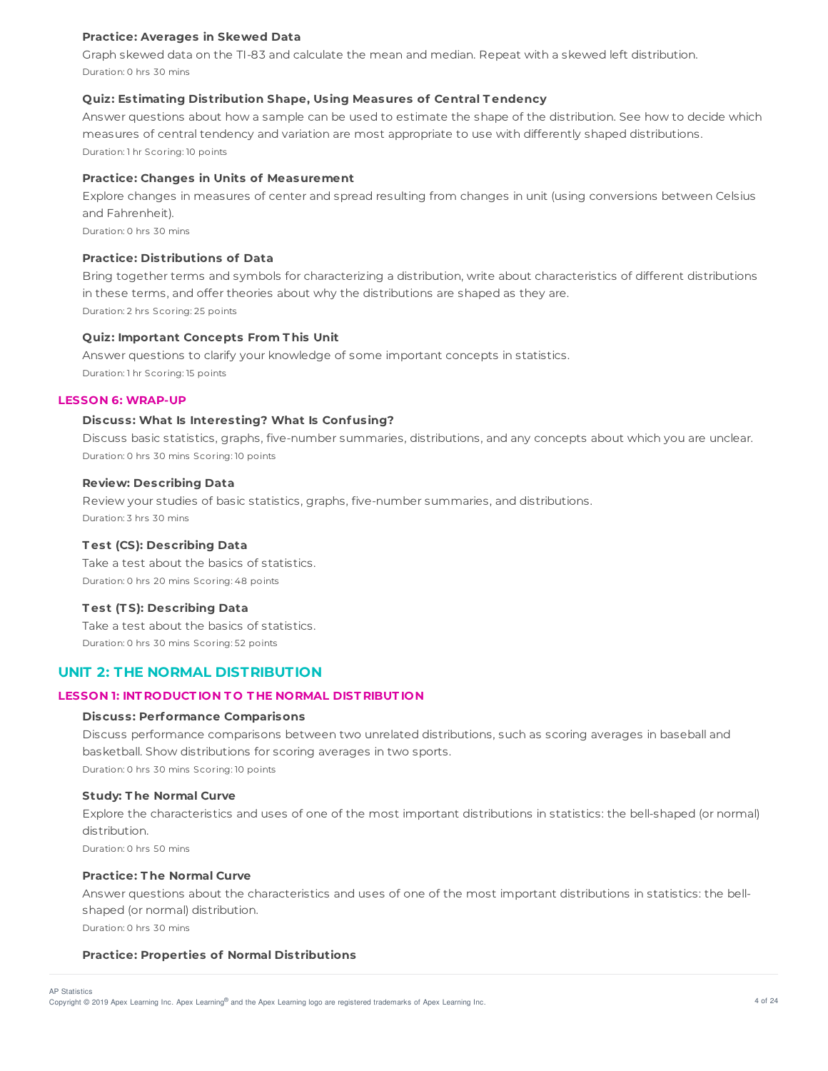#### Practice: Averages in Skewed Data

Graph skewed data on the TI-83 and calculate the mean and median. Repeat with a skewed left distribution.

Duration: 0 hrs 30 mins

#### Quiz: Estimating Distribution Shape, Using Measures of Central Tendency

Answer questions about how a sample can be used to estimate the shape of the distribution. See how to decide which measures of central tendency and variation are most appropriate to use with differently shaped distributions.

Duration: 1 hr Scoring: 10 points

#### Practice: Changes in Units of Measurement

Explore changes in measures of center and spread resulting from changes in unit (using conversions between Celsius and Fahrenheit).

Duration: 0 hrs 30 mins

#### Practice: Distributions of Data

Bring together terms and symbols for characterizing a distribution, write about characteristics of different distributions in these terms, and offer theories about why the distributions are shaped as they are.

Duration: 2 hrs Scoring: 25 points

#### Quiz: Important Concepts From This Unit

Answer questions to clarify your knowledge of some important concepts in statistics.

Duration: 1 hr Scoring: 15 points

### LESSON 6: WRAP-UP

#### Discuss: What Is Interesting? What Is Confusing?

Discuss basic statistics, graphs, five-number summaries, distributions, and any concepts about which you are unclear.

Duration: 0 hrs 30 mins Scoring: 10 points

#### Review: Describing Data

Review your studies of basic statistics, graphs, five-number summaries, and distributions.

Duration: 3 hrs 30 mins

#### Test (CS): Describing Data

Take a test about the basics of statistics.

Duration: 0 hrs 20 mins Scoring: 48 points

#### Test (TS): Describing Data

Take a test about the basics of statistics.

Duration: 0 hrs 30 mins Scoring: 52 points

## UNIT 2: THE NORMAL DISTRIBUTION

### LESSON 1: INTRODUCTION TO THE NORMAL DISTRIBUTION

#### Discuss: Performance Comparisons

Discuss performance comparisons between two unrelated distributions, such as scoring averages in baseball and basketball. Show distributions for scoring averages in two sports.

Duration: 0 hrs 30 mins Scoring: 10 points

#### Study: The Normal Curve

Explore the characteristics and uses of one of the most important distributions in statistics: the bell-shaped (or normal) distribution.

Duration: 0 hrs 50 mins

#### Practice: The Normal Curve

Answer questions about the characteristics and uses of one of the most important distributions in statistics: the bell-shaped (or normal) distribution.

Duration: 0 hrs 30 mins

#### Practice: Properties of Normal Distributions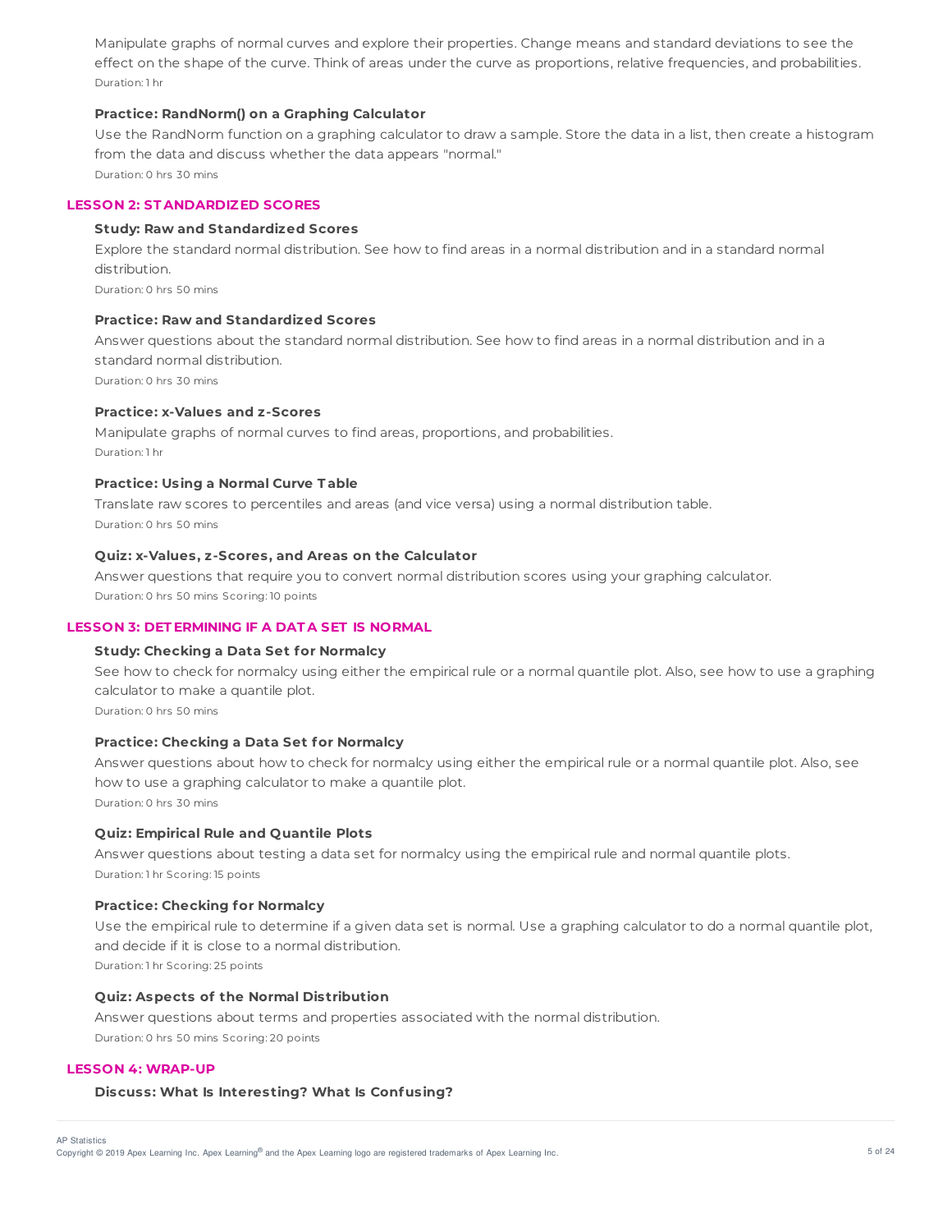Manipulate graphs of normal curves and explore their properties. Change means and standard deviations to see the effect on the shape of the curve. Think of areas under the curve as proportions, relative frequencies, and probabilities.

Duration: 1 hr

**Practice: RandNorm() on a Graphing Calculator**

Use the RandNorm function on a graphing calculator to draw a sample. Store the data in a list, then create a histogram from the data and discuss whether the data appears "normal."

Duration: 0 hrs 30 mins

## LESSON 2: STANDARDIZED SCORES

**Study: Raw and Standardized Scores**

Explore the standard normal distribution. See how to find areas in a normal distribution and in a standard normal distribution.

Duration: 0 hrs 50 mins

**Practice: Raw and Standardized Scores**

Answer questions about the standard normal distribution. See how to find areas in a normal distribution and in a standard normal distribution.

Duration: 0 hrs 30 mins

**Practice: x-Values and z-Scores**

Manipulate graphs of normal curves to find areas, proportions, and probabilities.

Duration: 1 hr

**Practice: Using a Normal Curve Table**

Translate raw scores to percentiles and areas (and vice versa) using a normal distribution table.

Duration: 0 hrs 50 mins

**Quiz: x-Values, z-Scores, and Areas on the Calculator**

Answer questions that require you to convert normal distribution scores using your graphing calculator.

Duration: 0 hrs 50 mins Scoring: 10 points

## LESSON 3: DETERMINING IF A DATA SET IS NORMAL

**Study: Checking a Data Set for Normalcy**

See how to check for normalcy using either the empirical rule or a normal quantile plot. Also, see how to use a graphing calculator to make a quantile plot.

Duration: 0 hrs 50 mins

**Practice: Checking a Data Set for Normalcy**

Answer questions about how to check for normalcy using either the empirical rule or a normal quantile plot. Also, see how to use a graphing calculator to make a quantile plot.

Duration: 0 hrs 30 mins

**Quiz: Empirical Rule and Quantile Plots**

Answer questions about testing a data set for normalcy using the empirical rule and normal quantile plots.

Duration: 1 hr Scoring: 15 points

**Practice: Checking for Normalcy**

Use the empirical rule to determine if a given data set is normal. Use a graphing calculator to do a normal quantile plot, and decide if it is close to a normal distribution.

Duration: 1 hr Scoring: 25 points

**Quiz: Aspects of the Normal Distribution**

Answer questions about terms and properties associated with the normal distribution.

Duration: 0 hrs 50 mins Scoring: 20 points

## LESSON 4: WRAP-UP

**Discuss: What Is Interesting? What Is Confusing?**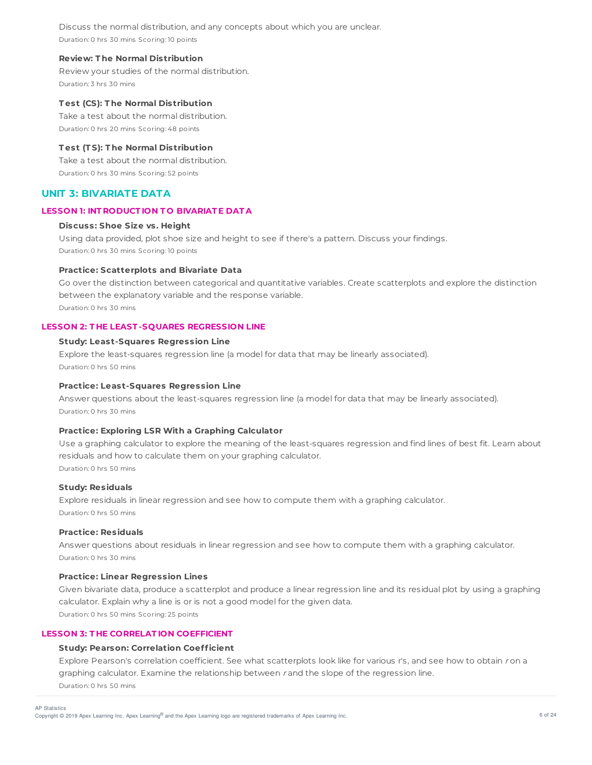Discuss the normal distribution, and any concepts about which you are unclear.

Duration: 0 hrs 30 mins Scoring: 10 points

**Review: The Normal Distribution**

Review your studies of the normal distribution.

Duration: 3 hrs 30 mins

**Test (CS): The Normal Distribution**

Take a test about the normal distribution.

Duration: 0 hrs 20 mins Scoring: 48 points

**Test (TS): The Normal Distribution**

Take a test about the normal distribution.

Duration: 0 hrs 30 mins Scoring: 52 points

## UNIT 3: BIVARIATE DATA

### LESSON 1: INTRODUCTION TO BIVARIATE DATA

**Discuss: Shoe Size vs. Height**

Using data provided, plot shoe size and height to see if there's a pattern. Discuss your findings.

Duration: 0 hrs 30 mins Scoring: 10 points

**Practice: Scatterplots and Bivariate Data**

Go over the distinction between categorical and quantitative variables. Create scatterplots and explore the distinction between the explanatory variable and the response variable.

Duration: 0 hrs 30 mins

### LESSON 2: THE LEAST-SQUARES REGRESSION LINE

**Study: Least-Squares Regression Line**

Explore the least-squares regression line (a model for data that may be linearly associated).

Duration: 0 hrs 50 mins

**Practice: Least-Squares Regression Line**

Answer questions about the least-squares regression line (a model for data that may be linearly associated).

Duration: 0 hrs 30 mins

**Practice: Exploring LSR With a Graphing Calculator**

Use a graphing calculator to explore the meaning of the least-squares regression and find lines of best fit. Learn about residuals and how to calculate them on your graphing calculator.

Duration: 0 hrs 50 mins

**Study: Residuals**

Explore residuals in linear regression and see how to compute them with a graphing calculator.

Duration: 0 hrs 50 mins

**Practice: Residuals**

Answer questions about residuals in linear regression and see how to compute them with a graphing calculator.

Duration: 0 hrs 30 mins

**Practice: Linear Regression Lines**

Given bivariate data, produce a scatterplot and produce a linear regression line and its residual plot by using a graphing calculator. Explain why a line is or is not a good model for the given data.

Duration: 0 hrs 50 mins Scoring: 25 points

### LESSON 3: THE CORRELATION COEFFICIENT

**Study: Pearson: Correlation Coefficient**

Explore Pearson's correlation coefficient. See what scatterplots look like for various r's, and see how to obtain $r$ on a graphing calculator. Examine the relationship between $r$ and the slope of the regression line.

Duration: 0 hrs 50 mins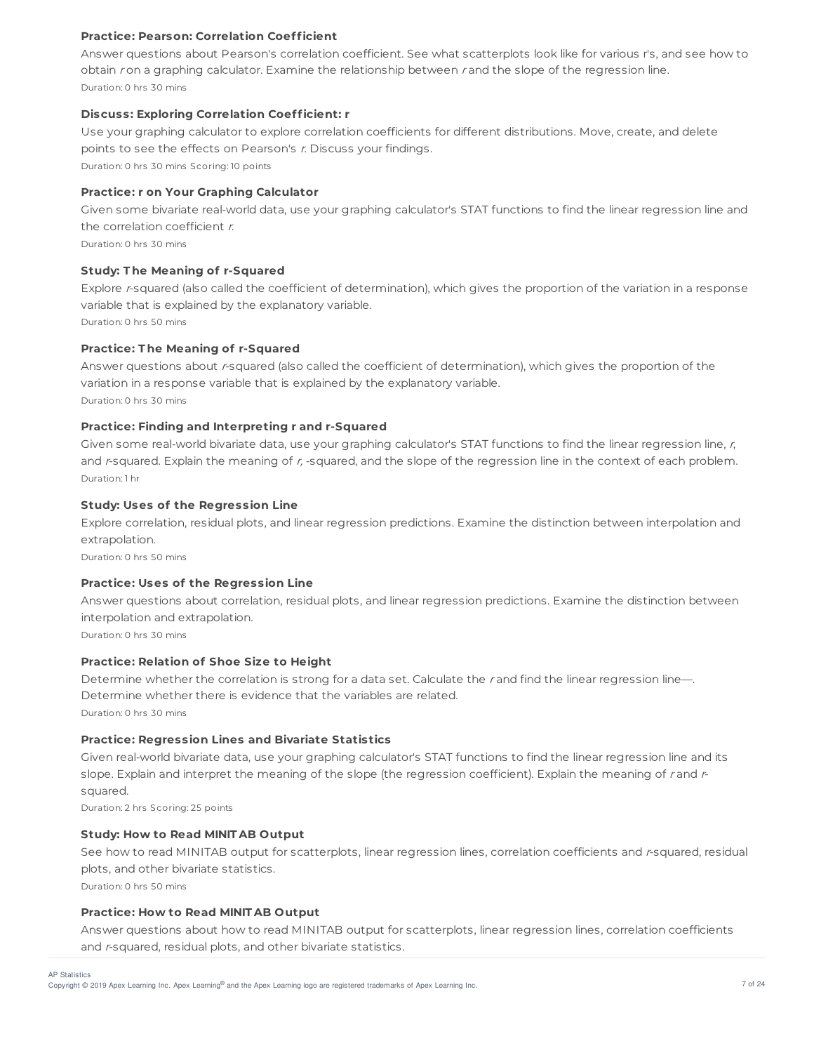**Practice: Pearson: Correlation Coefficient**

Answer questions about Pearson's correlation coefficient. See what scatterplots look like for various r's, and see how to obtain *r* on a graphing calculator. Examine the relationship between *r* and the slope of the regression line.

Duration: 0 hrs 30 mins

**Discuss: Exploring Correlation Coefficient: r**

Use your graphing calculator to explore correlation coefficients for different distributions. Move, create, and delete points to see the effects on Pearson's *r*. Discuss your findings.

Duration: 0 hrs 30 mins Scoring: 10 points

**Practice: r on Your Graphing Calculator**

Given some bivariate real-world data, use your graphing calculator's STAT functions to find the linear regression line and the correlation coefficient *r*.

Duration: 0 hrs 30 mins

**Study: The Meaning of r-Squared**

Explore *r*-squared (also called the coefficient of determination), which gives the proportion of the variation in a response variable that is explained by the explanatory variable.

Duration: 0 hrs 50 mins

**Practice: The Meaning of r-Squared**

Answer questions about *r*-squared (also called the coefficient of determination), which gives the proportion of the variation in a response variable that is explained by the explanatory variable.

Duration: 0 hrs 30 mins

**Practice: Finding and Interpreting r and r-Squared**

Given some real-world bivariate data, use your graphing calculator's STAT functions to find the linear regression line, *r*, and *r*-squared. Explain the meaning of *r*, -squared, and the slope of the regression line in the context of each problem.

Duration: 1 hr

**Study: Uses of the Regression Line**

Explore correlation, residual plots, and linear regression predictions. Examine the distinction between interpolation and extrapolation.

Duration: 0 hrs 50 mins

**Practice: Uses of the Regression Line**

Answer questions about correlation, residual plots, and linear regression predictions. Examine the distinction between interpolation and extrapolation.

Duration: 0 hrs 30 mins

**Practice: Relation of Shoe Size to Height**

Determine whether the correlation is strong for a data set. Calculate the *r* and find the linear regression line—. Determine whether there is evidence that the variables are related.

Duration: 0 hrs 30 mins

**Practice: Regression Lines and Bivariate Statistics**

Given real-world bivariate data, use your graphing calculator's STAT functions to find the linear regression line and its slope. Explain and interpret the meaning of the slope (the regression coefficient). Explain the meaning of *r* and *r*-squared.

Duration: 2 hrs Scoring: 25 points

**Study: How to Read MINITAB Output**

See how to read MINITAB output for scatterplots, linear regression lines, correlation coefficients and *r*-squared, residual plots, and other bivariate statistics.

Duration: 0 hrs 50 mins

**Practice: How to Read MINITAB Output**

Answer questions about how to read MINITAB output for scatterplots, linear regression lines, correlation coefficients and *r*-squared, residual plots, and other bivariate statistics.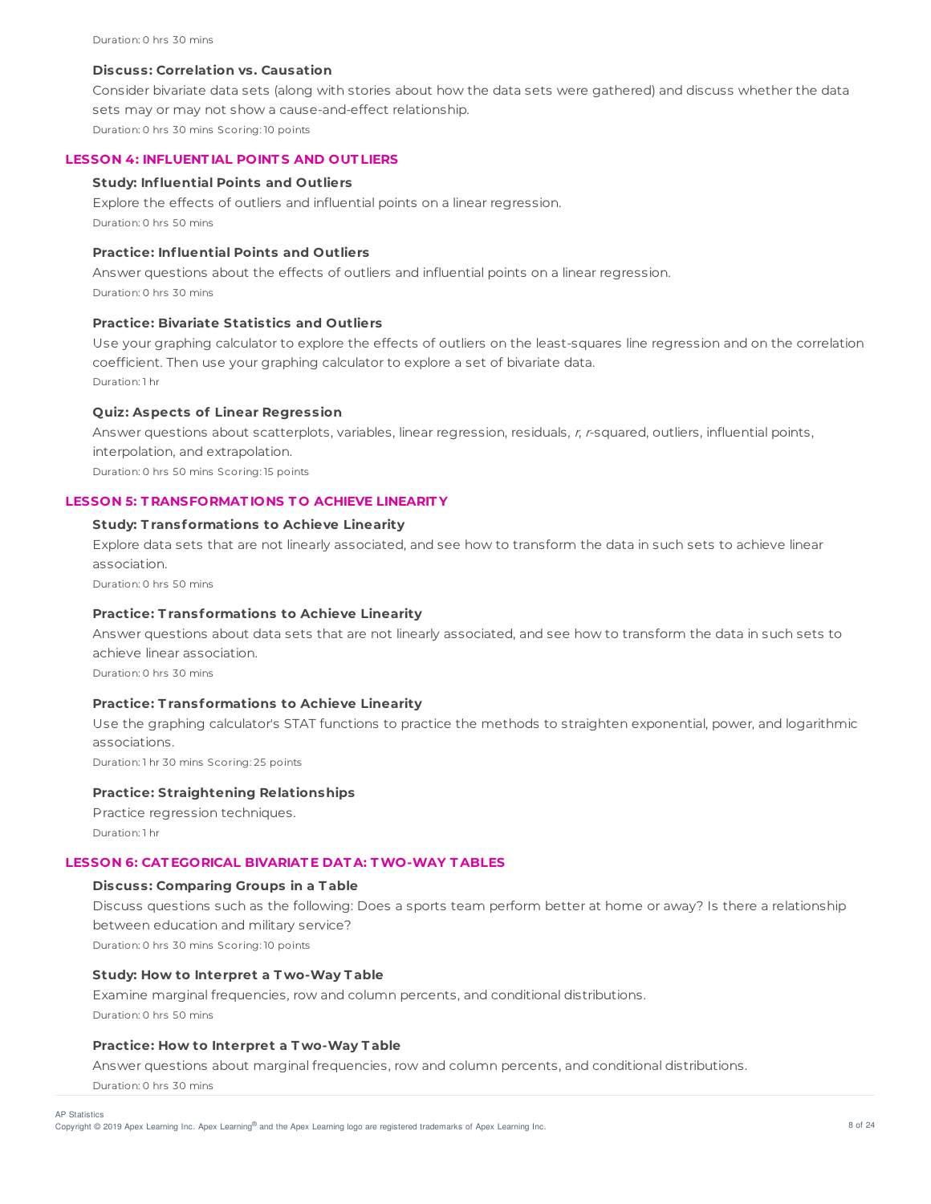Duration: 0 hrs 30 mins

**Discuss: Correlation vs. Causation**

Consider bivariate data sets (along with stories about how the data sets were gathered) and discuss whether the data sets may or may not show a cause-and-effect relationship.

Duration: 0 hrs 30 mins Scoring: 10 points

## LESSON 4: INFLUENTIAL POINTS AND OUTLIERS

**Study: Influential Points and Outliers**

Explore the effects of outliers and influential points on a linear regression.

Duration: 0 hrs 50 mins

**Practice: Influential Points and Outliers**

Answer questions about the effects of outliers and influential points on a linear regression.

Duration: 0 hrs 30 mins

**Practice: Bivariate Statistics and Outliers**

Use your graphing calculator to explore the effects of outliers on the least-squares line regression and on the correlation coefficient. Then use your graphing calculator to explore a set of bivariate data.

Duration: 1 hr

**Quiz: Aspects of Linear Regression**

Answer questions about scatterplots, variables, linear regression, residuals, *r*, *r*-squared, outliers, influential points, interpolation, and extrapolation.

Duration: 0 hrs 50 mins Scoring: 15 points

## LESSON 5: TRANSFORMATIONS TO ACHIEVE LINEARITY

**Study: Transformations to Achieve Linearity**

Explore data sets that are not linearly associated, and see how to transform the data in such sets to achieve linear association.

Duration: 0 hrs 50 mins

**Practice: Transformations to Achieve Linearity**

Answer questions about data sets that are not linearly associated, and see how to transform the data in such sets to achieve linear association.

Duration: 0 hrs 30 mins

**Practice: Transformations to Achieve Linearity**

Use the graphing calculator's STAT functions to practice the methods to straighten exponential, power, and logarithmic associations.

Duration: 1 hr 30 mins Scoring: 25 points

**Practice: Straightening Relationships**

Practice regression techniques.

Duration: 1 hr

## LESSON 6: CATEGORICAL BIVARIATE DATA: TWO-WAY TABLES

**Discuss: Comparing Groups in a Table**

Discuss questions such as the following: Does a sports team perform better at home or away? Is there a relationship between education and military service?

Duration: 0 hrs 30 mins Scoring: 10 points

**Study: How to Interpret a Two-Way Table**

Examine marginal frequencies, row and column percents, and conditional distributions.

Duration: 0 hrs 50 mins

**Practice: How to Interpret a Two-Way Table**

Answer questions about marginal frequencies, row and column percents, and conditional distributions.

Duration: 0 hrs 30 mins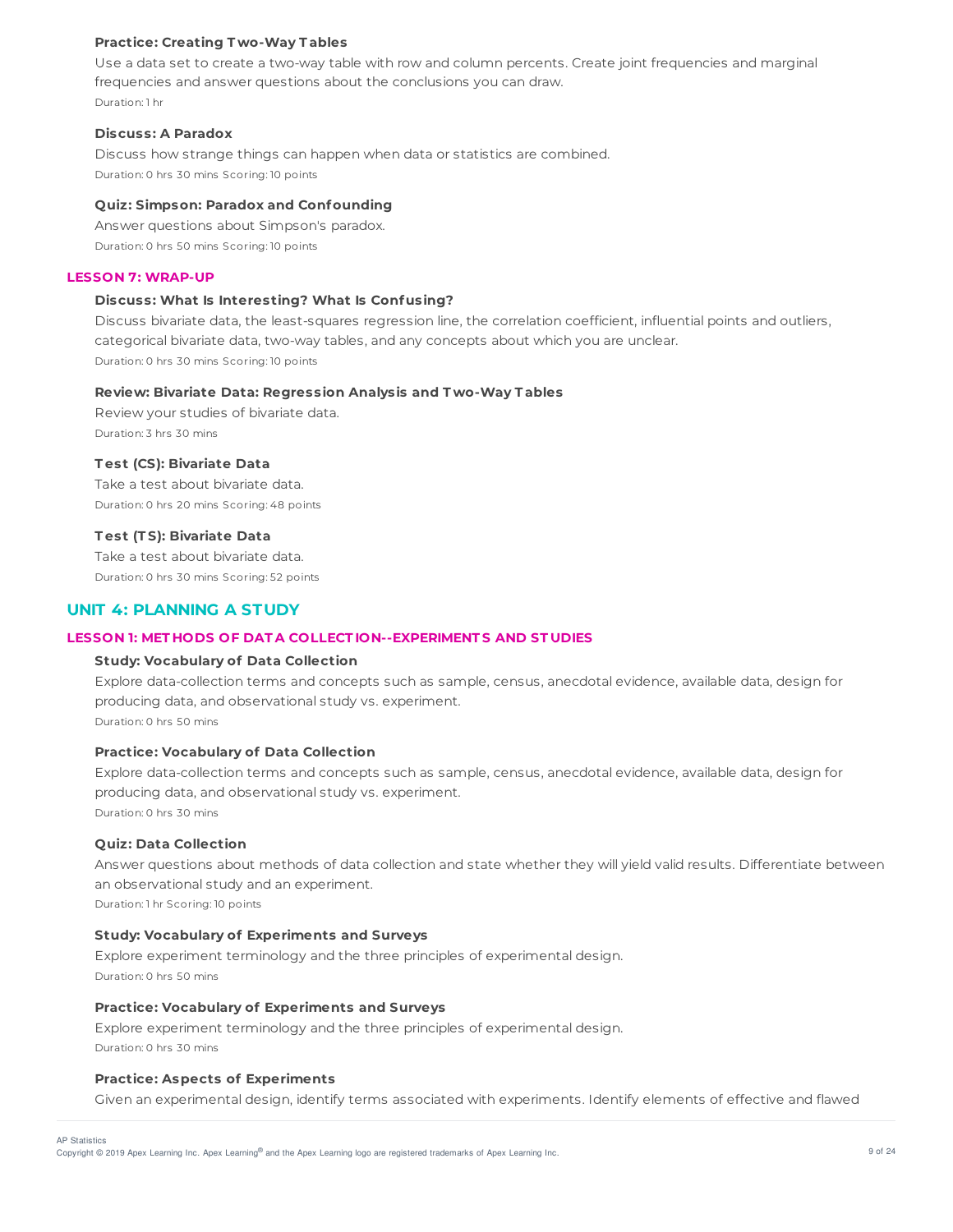#### Practice: Creating Two-Way Tables

Use a data set to create a two-way table with row and column percents. Create joint frequencies and marginal frequencies and answer questions about the conclusions you can draw.

Duration: 1 hr

#### Discuss: A Paradox

Discuss how strange things can happen when data or statistics are combined.

Duration: 0 hrs 30 mins Scoring: 10 points

#### Quiz: Simpson: Paradox and Confounding

Answer questions about Simpson's paradox.

Duration: 0 hrs 50 mins Scoring: 10 points

### LESSON 7: WRAP-UP

#### Discuss: What Is Interesting? What Is Confusing?

Discuss bivariate data, the least-squares regression line, the correlation coefficient, influential points and outliers, categorical bivariate data, two-way tables, and any concepts about which you are unclear.

Duration: 0 hrs 30 mins Scoring: 10 points

#### Review: Bivariate Data: Regression Analysis and Two-Way Tables

Review your studies of bivariate data.

Duration: 3 hrs 30 mins

#### Test (CS): Bivariate Data

Take a test about bivariate data.

Duration: 0 hrs 20 mins Scoring: 48 points

#### Test (TS): Bivariate Data

Take a test about bivariate data.

Duration: 0 hrs 30 mins Scoring: 52 points

## UNIT 4: PLANNING A STUDY

### LESSON 1: METHODS OF DATA COLLECTION--EXPERIMENTS AND STUDIES

#### Study: Vocabulary of Data Collection

Explore data-collection terms and concepts such as sample, census, anecdotal evidence, available data, design for producing data, and observational study vs. experiment.

Duration: 0 hrs 50 mins

#### Practice: Vocabulary of Data Collection

Explore data-collection terms and concepts such as sample, census, anecdotal evidence, available data, design for producing data, and observational study vs. experiment.

Duration: 0 hrs 30 mins

#### Quiz: Data Collection

Answer questions about methods of data collection and state whether they will yield valid results. Differentiate between an observational study and an experiment.

Duration: 1 hr Scoring: 10 points

#### Study: Vocabulary of Experiments and Surveys

Explore experiment terminology and the three principles of experimental design.

Duration: 0 hrs 50 mins

#### Practice: Vocabulary of Experiments and Surveys

Explore experiment terminology and the three principles of experimental design.

Duration: 0 hrs 30 mins

#### Practice: Aspects of Experiments

Given an experimental design, identify terms associated with experiments. Identify elements of effective and flawed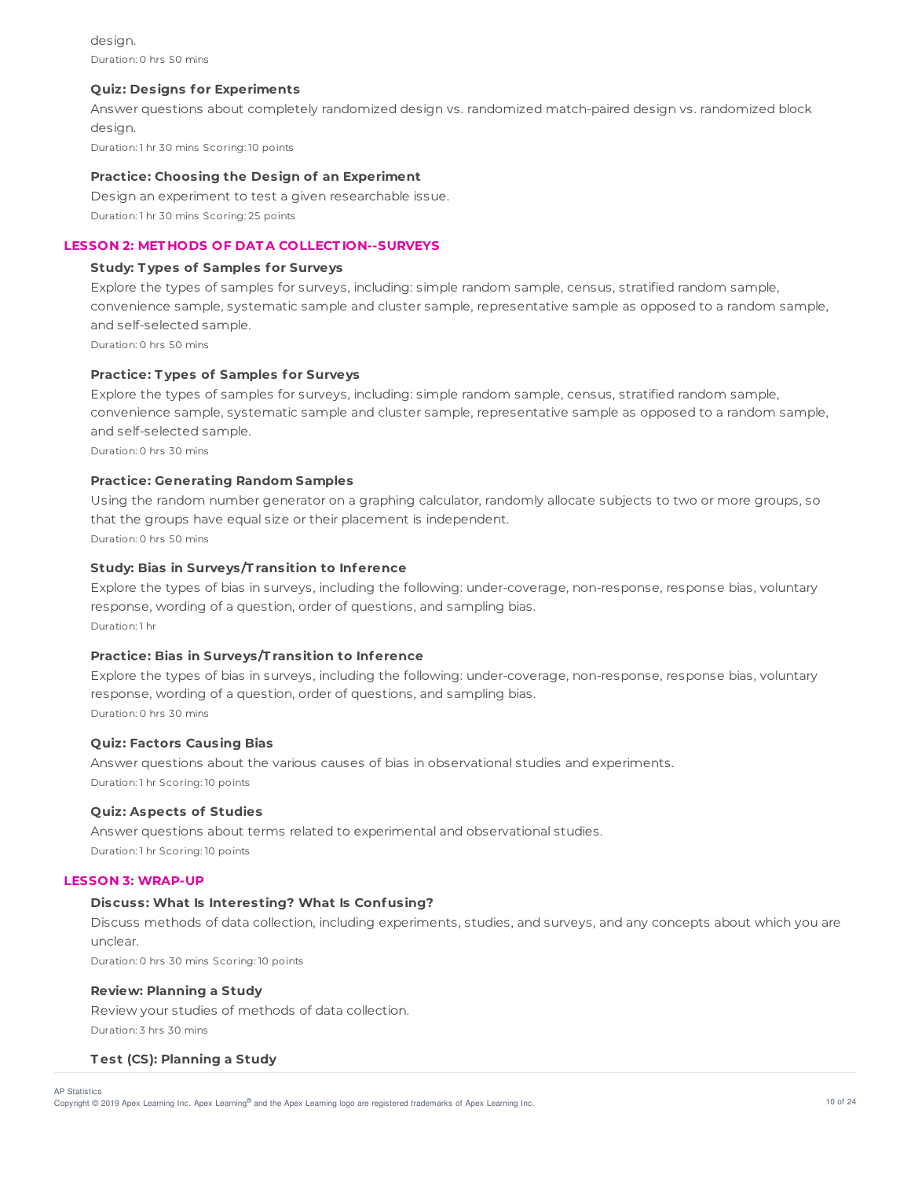design.

Duration: 0 hrs 50 mins

#### Quiz: Designs for Experiments

Answer questions about completely randomized design vs. randomized match-paired design vs. randomized block design.

Duration: 1 hr 30 mins Scoring: 10 points

#### Practice: Choosing the Design of an Experiment

Design an experiment to test a given researchable issue.

Duration: 1 hr 30 mins Scoring: 25 points

### LESSON 2: METHODS OF DATA COLLECTION--SURVEYS

#### Study: Types of Samples for Surveys

Explore the types of samples for surveys, including: simple random sample, census, stratified random sample, convenience sample, systematic sample and cluster sample, representative sample as opposed to a random sample, and self-selected sample.

Duration: 0 hrs 50 mins

#### Practice: Types of Samples for Surveys

Explore the types of samples for surveys, including: simple random sample, census, stratified random sample, convenience sample, systematic sample and cluster sample, representative sample as opposed to a random sample, and self-selected sample.

Duration: 0 hrs 30 mins

#### Practice: Generating Random Samples

Using the random number generator on a graphing calculator, randomly allocate subjects to two or more groups, so that the groups have equal size or their placement is independent.

Duration: 0 hrs 50 mins

#### Study: Bias in Surveys/Transition to Inference

Explore the types of bias in surveys, including the following: under-coverage, non-response, response bias, voluntary response, wording of a question, order of questions, and sampling bias.

Duration: 1 hr

#### Practice: Bias in Surveys/Transition to Inference

Explore the types of bias in surveys, including the following: under-coverage, non-response, response bias, voluntary response, wording of a question, order of questions, and sampling bias.

Duration: 0 hrs 30 mins

#### Quiz: Factors Causing Bias

Answer questions about the various causes of bias in observational studies and experiments.

Duration: 1 hr Scoring: 10 points

#### Quiz: Aspects of Studies

Answer questions about terms related to experimental and observational studies.

Duration: 1 hr Scoring: 10 points

### LESSON 3: WRAP-UP

#### Discuss: What Is Interesting? What Is Confusing?

Discuss methods of data collection, including experiments, studies, and surveys, and any concepts about which you are unclear.

Duration: 0 hrs 30 mins Scoring: 10 points

#### Review: Planning a Study

Review your studies of methods of data collection.

Duration: 3 hrs 30 mins

#### Test (CS): Planning a Study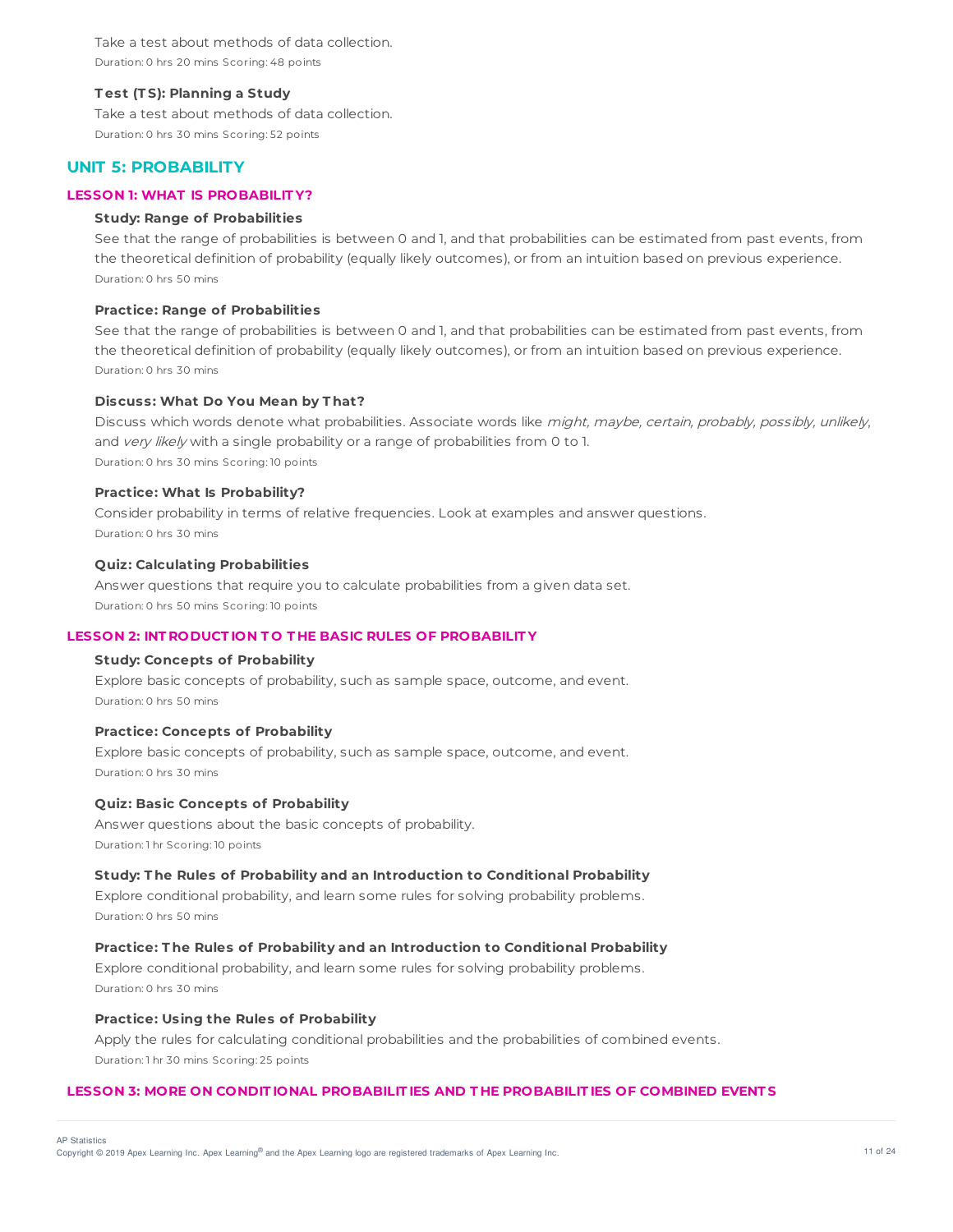Take a test about methods of data collection.

Duration: 0 hrs 20 mins Scoring: 48 points

**Test (TS): Planning a Study**

Take a test about methods of data collection.

Duration: 0 hrs 30 mins Scoring: 52 points

## UNIT 5: PROBABILITY

### LESSON 1: WHAT IS PROBABILITY?

**Study: Range of Probabilities**

See that the range of probabilities is between 0 and 1, and that probabilities can be estimated from past events, from the theoretical definition of probability (equally likely outcomes), or from an intuition based on previous experience.

Duration: 0 hrs 50 mins

**Practice: Range of Probabilities**

See that the range of probabilities is between 0 and 1, and that probabilities can be estimated from past events, from the theoretical definition of probability (equally likely outcomes), or from an intuition based on previous experience.

Duration: 0 hrs 30 mins

**Discuss: What Do You Mean by That?**

Discuss which words denote what probabilities. Associate words like *might, maybe, certain, probably, possibly, unlikely*, and *very likely* with a single probability or a range of probabilities from 0 to 1.

Duration: 0 hrs 30 mins Scoring: 10 points

**Practice: What Is Probability?**

Consider probability in terms of relative frequencies. Look at examples and answer questions.

Duration: 0 hrs 30 mins

**Quiz: Calculating Probabilities**

Answer questions that require you to calculate probabilities from a given data set.

Duration: 0 hrs 50 mins Scoring: 10 points

### LESSON 2: INTRODUCTION TO THE BASIC RULES OF PROBABILITY

**Study: Concepts of Probability**

Explore basic concepts of probability, such as sample space, outcome, and event.

Duration: 0 hrs 50 mins

**Practice: Concepts of Probability**

Explore basic concepts of probability, such as sample space, outcome, and event.

Duration: 0 hrs 30 mins

**Quiz: Basic Concepts of Probability**

Answer questions about the basic concepts of probability.

Duration: 1 hr Scoring: 10 points

**Study: The Rules of Probability and an Introduction to Conditional Probability**

Explore conditional probability, and learn some rules for solving probability problems.

Duration: 0 hrs 50 mins

**Practice: The Rules of Probability and an Introduction to Conditional Probability**

Explore conditional probability, and learn some rules for solving probability problems.

Duration: 0 hrs 30 mins

**Practice: Using the Rules of Probability**

Apply the rules for calculating conditional probabilities and the probabilities of combined events.

Duration: 1 hr 30 mins Scoring: 25 points

### LESSON 3: MORE ON CONDITIONAL PROBABILITIES AND THE PROBABILITIES OF COMBINED EVENTS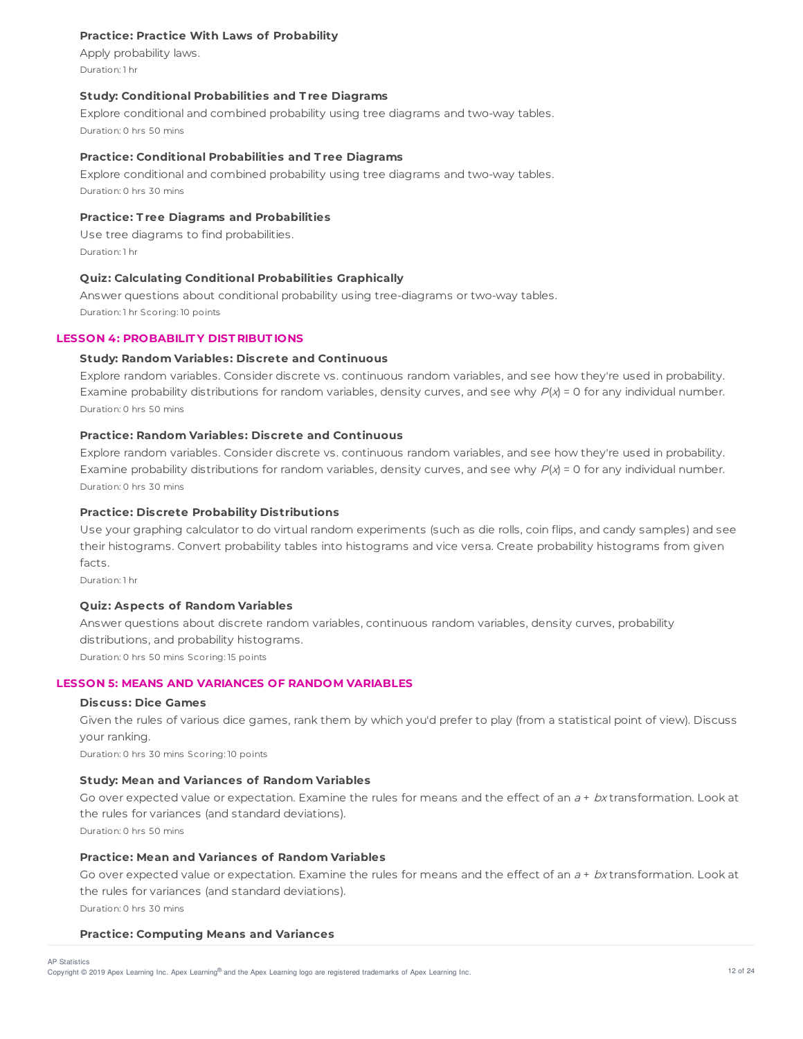**Practice: Practice With Laws of Probability**

Apply probability laws.

Duration: 1 hr

**Study: Conditional Probabilities and Tree Diagrams**

Explore conditional and combined probability using tree diagrams and two-way tables.

Duration: 0 hrs 50 mins

**Practice: Conditional Probabilities and Tree Diagrams**

Explore conditional and combined probability using tree diagrams and two-way tables.

Duration: 0 hrs 30 mins

**Practice: Tree Diagrams and Probabilities**

Use tree diagrams to find probabilities.

Duration: 1 hr

**Quiz: Calculating Conditional Probabilities Graphically**

Answer questions about conditional probability using tree-diagrams or two-way tables.

Duration: 1 hr Scoring: 10 points

## LESSON 4: PROBABILITY DISTRIBUTIONS

**Study: Random Variables: Discrete and Continuous**

Explore random variables. Consider discrete vs. continuous random variables, and see how they're used in probability. Examine probability distributions for random variables, density curves, and see why $P(x) = 0$ for any individual number.

Duration: 0 hrs 50 mins

**Practice: Random Variables: Discrete and Continuous**

Explore random variables. Consider discrete vs. continuous random variables, and see how they're used in probability. Examine probability distributions for random variables, density curves, and see why $P(x) = 0$ for any individual number.

Duration: 0 hrs 30 mins

**Practice: Discrete Probability Distributions**

Use your graphing calculator to do virtual random experiments (such as die rolls, coin flips, and candy samples) and see their histograms. Convert probability tables into histograms and vice versa. Create probability histograms from given facts.

Duration: 1 hr

**Quiz: Aspects of Random Variables**

Answer questions about discrete random variables, continuous random variables, density curves, probability distributions, and probability histograms.

Duration: 0 hrs 50 mins Scoring: 15 points

## LESSON 5: MEANS AND VARIANCES OF RANDOM VARIABLES

**Discuss: Dice Games**

Given the rules of various dice games, rank them by which you'd prefer to play (from a statistical point of view). Discuss your ranking.

Duration: 0 hrs 30 mins Scoring: 10 points

**Study: Mean and Variances of Random Variables**

Go over expected value or expectation. Examine the rules for means and the effect of an $a + bx$ transformation. Look at the rules for variances (and standard deviations).

Duration: 0 hrs 50 mins

**Practice: Mean and Variances of Random Variables**

Go over expected value or expectation. Examine the rules for means and the effect of an $a + bx$ transformation. Look at the rules for variances (and standard deviations).

Duration: 0 hrs 30 mins

**Practice: Computing Means and Variances**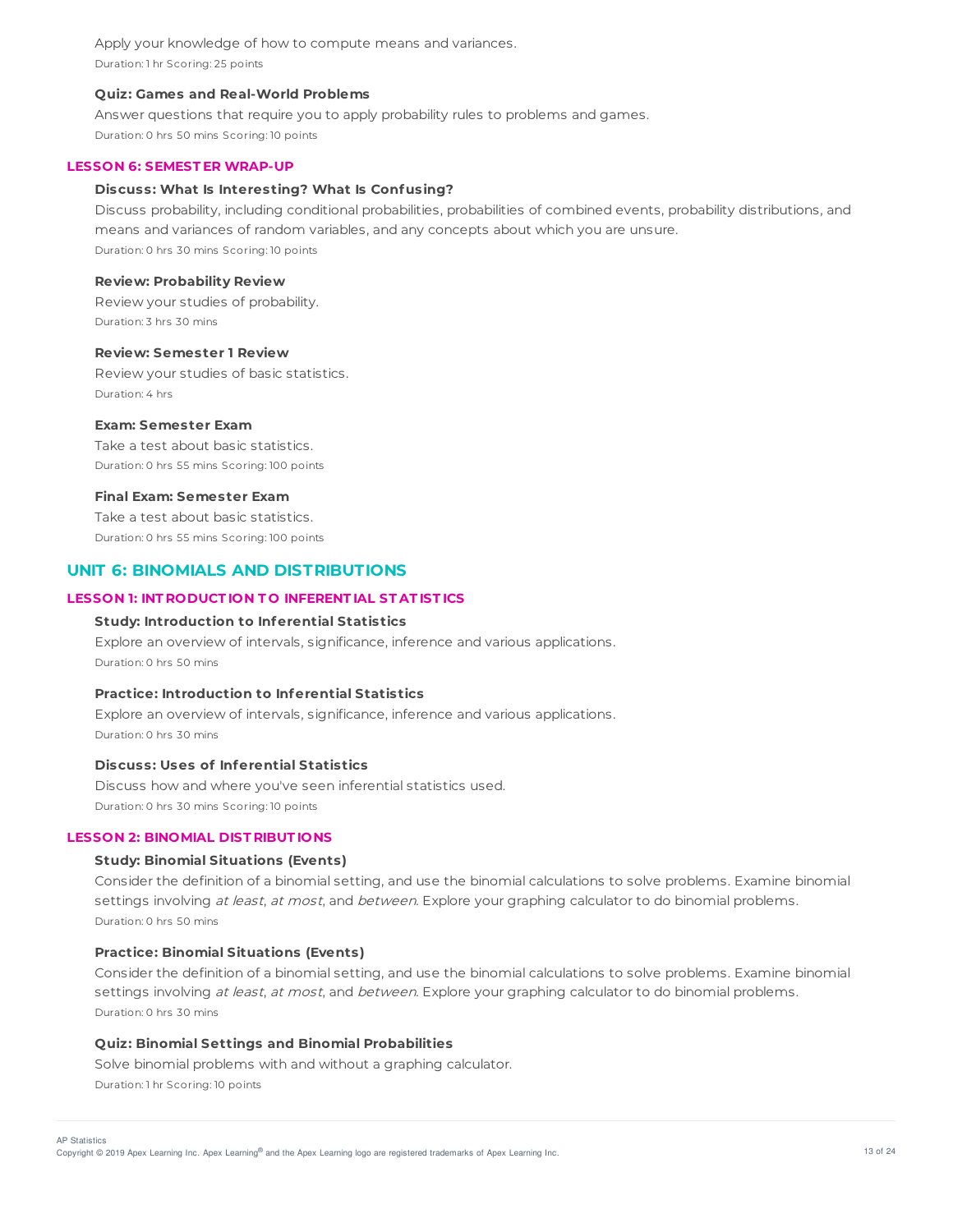Apply your knowledge of how to compute means and variances.

Duration: 1 hr Scoring: 25 points

**Quiz: Games and Real-World Problems**

Answer questions that require you to apply probability rules to problems and games.

Duration: 0 hrs 50 mins Scoring: 10 points

### LESSON 6: SEMESTER WRAP-UP

**Discuss: What Is Interesting? What Is Confusing?**

Discuss probability, including conditional probabilities, probabilities of combined events, probability distributions, and means and variances of random variables, and any concepts about which you are unsure.

Duration: 0 hrs 30 mins Scoring: 10 points

**Review: Probability Review**

Review your studies of probability.

Duration: 3 hrs 30 mins

**Review: Semester 1 Review**

Review your studies of basic statistics.

Duration: 4 hrs

**Exam: Semester Exam**

Take a test about basic statistics.

Duration: 0 hrs 55 mins Scoring: 100 points

**Final Exam: Semester Exam**

Take a test about basic statistics.

Duration: 0 hrs 55 mins Scoring: 100 points

## UNIT 6: BINOMIALS AND DISTRIBUTIONS

### LESSON 1: INTRODUCTION TO INFERENTIAL STATISTICS

**Study: Introduction to Inferential Statistics**

Explore an overview of intervals, significance, inference and various applications.

Duration: 0 hrs 50 mins

**Practice: Introduction to Inferential Statistics**

Explore an overview of intervals, significance, inference and various applications.

Duration: 0 hrs 30 mins

**Discuss: Uses of Inferential Statistics**

Discuss how and where you've seen inferential statistics used.

Duration: 0 hrs 30 mins Scoring: 10 points

### LESSON 2: BINOMIAL DISTRIBUTIONS

**Study: Binomial Situations (Events)**

Consider the definition of a binomial setting, and use the binomial calculations to solve problems. Examine binomial settings involving *at least*, *at most*, and *between*. Explore your graphing calculator to do binomial problems.

Duration: 0 hrs 50 mins

**Practice: Binomial Situations (Events)**

Consider the definition of a binomial setting, and use the binomial calculations to solve problems. Examine binomial settings involving *at least*, *at most*, and *between*. Explore your graphing calculator to do binomial problems.

Duration: 0 hrs 30 mins

**Quiz: Binomial Settings and Binomial Probabilities**

Solve binomial problems with and without a graphing calculator.

Duration: 1 hr Scoring: 10 points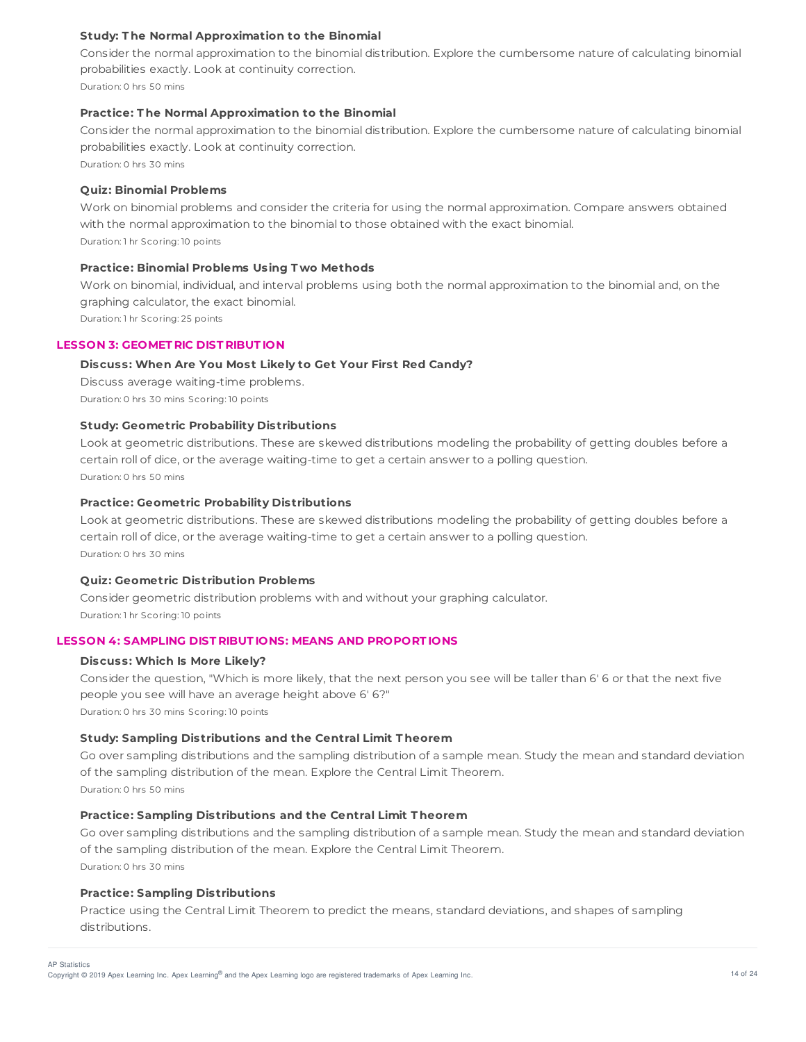#### Study: The Normal Approximation to the Binomial

Consider the normal approximation to the binomial distribution. Explore the cumbersome nature of calculating binomial probabilities exactly. Look at continuity correction.

Duration: 0 hrs 50 mins

#### Practice: The Normal Approximation to the Binomial

Consider the normal approximation to the binomial distribution. Explore the cumbersome nature of calculating binomial probabilities exactly. Look at continuity correction.

Duration: 0 hrs 30 mins

#### Quiz: Binomial Problems

Work on binomial problems and consider the criteria for using the normal approximation. Compare answers obtained with the normal approximation to the binomial to those obtained with the exact binomial.

Duration: 1 hr Scoring: 10 points

#### Practice: Binomial Problems Using Two Methods

Work on binomial, individual, and interval problems using both the normal approximation to the binomial and, on the graphing calculator, the exact binomial.

Duration: 1 hr Scoring: 25 points

### LESSON 3: GEOMETRIC DISTRIBUTION

#### Discuss: When Are You Most Likely to Get Your First Red Candy?

Discuss average waiting-time problems.

Duration: 0 hrs 30 mins Scoring: 10 points

#### Study: Geometric Probability Distributions

Look at geometric distributions. These are skewed distributions modeling the probability of getting doubles before a certain roll of dice, or the average waiting-time to get a certain answer to a polling question.

Duration: 0 hrs 50 mins

#### Practice: Geometric Probability Distributions

Look at geometric distributions. These are skewed distributions modeling the probability of getting doubles before a certain roll of dice, or the average waiting-time to get a certain answer to a polling question.

Duration: 0 hrs 30 mins

#### Quiz: Geometric Distribution Problems

Consider geometric distribution problems with and without your graphing calculator.

Duration: 1 hr Scoring: 10 points

### LESSON 4: SAMPLING DISTRIBUTIONS: MEANS AND PROPORTIONS

#### Discuss: Which Is More Likely?

Consider the question, "Which is more likely, that the next person you see will be taller than 6' 6 or that the next five people you see will have an average height above 6' 6?"

Duration: 0 hrs 30 mins Scoring: 10 points

#### Study: Sampling Distributions and the Central Limit Theorem

Go over sampling distributions and the sampling distribution of a sample mean. Study the mean and standard deviation of the sampling distribution of the mean. Explore the Central Limit Theorem.

Duration: 0 hrs 50 mins

#### Practice: Sampling Distributions and the Central Limit Theorem

Go over sampling distributions and the sampling distribution of a sample mean. Study the mean and standard deviation of the sampling distribution of the mean. Explore the Central Limit Theorem.

Duration: 0 hrs 30 mins

#### Practice: Sampling Distributions

Practice using the Central Limit Theorem to predict the means, standard deviations, and shapes of sampling distributions.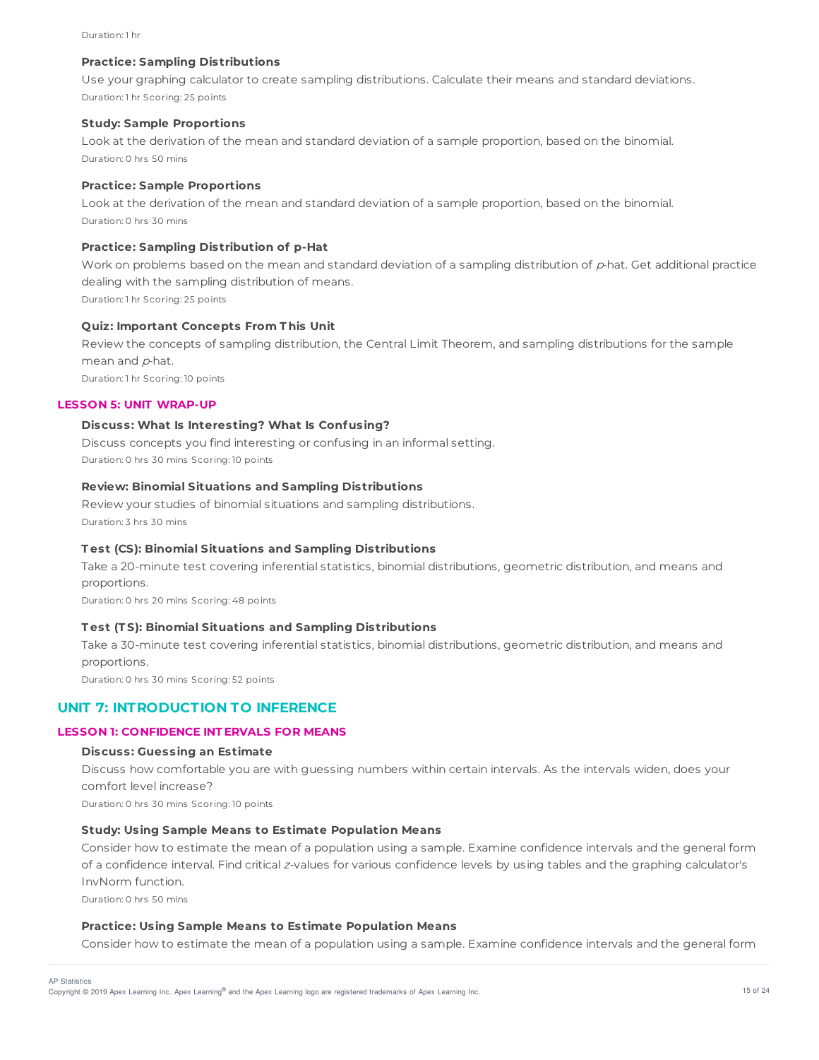Duration: 1 hr

### Practice: Sampling Distributions

Use your graphing calculator to create sampling distributions. Calculate their means and standard deviations.

Duration: 1 hr Scoring: 25 points

### Study: Sample Proportions

Look at the derivation of the mean and standard deviation of a sample proportion, based on the binomial.

Duration: 0 hrs 50 mins

### Practice: Sample Proportions

Look at the derivation of the mean and standard deviation of a sample proportion, based on the binomial.

Duration: 0 hrs 30 mins

### Practice: Sampling Distribution of p-Hat

Work on problems based on the mean and standard deviation of a sampling distribution of *p*-hat. Get additional practice dealing with the sampling distribution of means.

Duration: 1 hr Scoring: 25 points

### Quiz: Important Concepts From This Unit

Review the concepts of sampling distribution, the Central Limit Theorem, and sampling distributions for the sample mean and *p*-hat.

Duration: 1 hr Scoring: 10 points

## LESSON 5: UNIT WRAP-UP

### Discuss: What Is Interesting? What Is Confusing?

Discuss concepts you find interesting or confusing in an informal setting.

Duration: 0 hrs 30 mins Scoring: 10 points

### Review: Binomial Situations and Sampling Distributions

Review your studies of binomial situations and sampling distributions.

Duration: 3 hrs 30 mins

### Test (CS): Binomial Situations and Sampling Distributions

Take a 20-minute test covering inferential statistics, binomial distributions, geometric distribution, and means and proportions.

Duration: 0 hrs 20 mins Scoring: 48 points

### Test (TS): Binomial Situations and Sampling Distributions

Take a 30-minute test covering inferential statistics, binomial distributions, geometric distribution, and means and proportions.

Duration: 0 hrs 30 mins Scoring: 52 points

# UNIT 7: INTRODUCTION TO INFERENCE

## LESSON 1: CONFIDENCE INTERVALS FOR MEANS

### Discuss: Guessing an Estimate

Discuss how comfortable you are with guessing numbers within certain intervals. As the intervals widen, does your comfort level increase?

Duration: 0 hrs 30 mins Scoring: 10 points

### Study: Using Sample Means to Estimate Population Means

Consider how to estimate the mean of a population using a sample. Examine confidence intervals and the general form of a confidence interval. Find critical *z*-values for various confidence levels by using tables and the graphing calculator's InvNorm function.

Duration: 0 hrs 50 mins

### Practice: Using Sample Means to Estimate Population Means

Consider how to estimate the mean of a population using a sample. Examine confidence intervals and the general form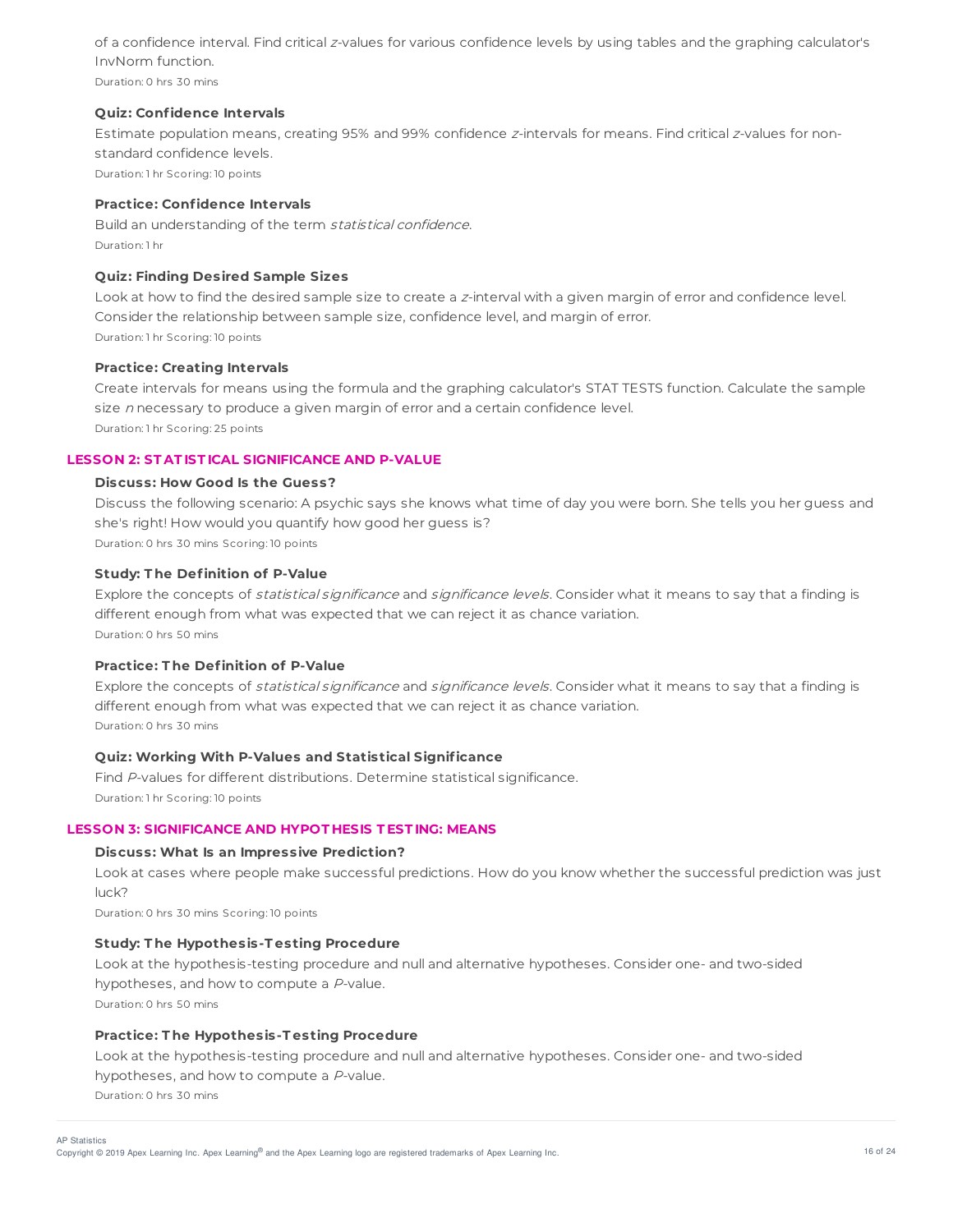of a confidence interval. Find critical $z$-values for various confidence levels by using tables and the graphing calculator's InvNorm function.

Duration: 0 hrs 30 mins

#### Quiz: Confidence Intervals

Estimate population means, creating 95% and 99% confidence $z$-intervals for means. Find critical $z$-values for non-standard confidence levels.

Duration: 1 hr Scoring: 10 points

#### Practice: Confidence Intervals

Build an understanding of the term *statistical confidence*.

Duration: 1 hr

#### Quiz: Finding Desired Sample Sizes

Look at how to find the desired sample size to create a $z$-interval with a given margin of error and confidence level. Consider the relationship between sample size, confidence level, and margin of error.

Duration: 1 hr Scoring: 10 points

#### Practice: Creating Intervals

Create intervals for means using the formula and the graphing calculator's STAT TESTS function. Calculate the sample size $n$ necessary to produce a given margin of error and a certain confidence level.

Duration: 1 hr Scoring: 25 points

### LESSON 2: STATISTICAL SIGNIFICANCE AND P-VALUE

#### Discuss: How Good Is the Guess?

Discuss the following scenario: A psychic says she knows what time of day you were born. She tells you her guess and she's right! How would you quantify how good her guess is?

Duration: 0 hrs 30 mins Scoring: 10 points

#### Study: The Definition of P-Value

Explore the concepts of *statistical significance* and *significance levels*. Consider what it means to say that a finding is different enough from what was expected that we can reject it as chance variation.

Duration: 0 hrs 50 mins

#### Practice: The Definition of P-Value

Explore the concepts of *statistical significance* and *significance levels*. Consider what it means to say that a finding is different enough from what was expected that we can reject it as chance variation.

Duration: 0 hrs 30 mins

#### Quiz: Working With P-Values and Statistical Significance

Find $P$-values for different distributions. Determine statistical significance.

Duration: 1 hr Scoring: 10 points

### LESSON 3: SIGNIFICANCE AND HYPOTHESIS TESTING: MEANS

#### Discuss: What Is an Impressive Prediction?

Look at cases where people make successful predictions. How do you know whether the successful prediction was just luck?

Duration: 0 hrs 30 mins Scoring: 10 points

#### Study: The Hypothesis-Testing Procedure

Look at the hypothesis-testing procedure and null and alternative hypotheses. Consider one- and two-sided hypotheses, and how to compute a $P$-value.

Duration: 0 hrs 50 mins

#### Practice: The Hypothesis-Testing Procedure

Look at the hypothesis-testing procedure and null and alternative hypotheses. Consider one- and two-sided hypotheses, and how to compute a $P$-value.

Duration: 0 hrs 30 mins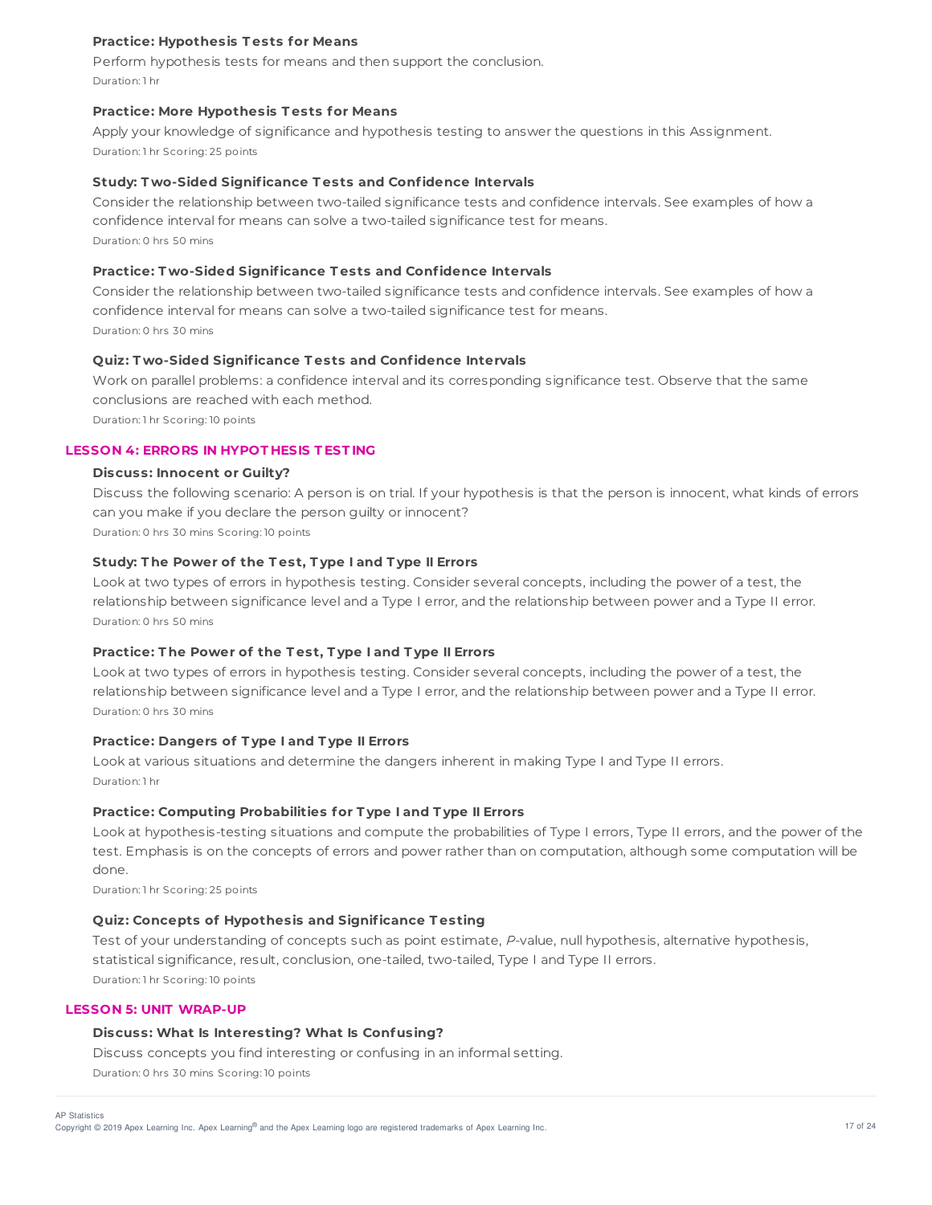#### Practice: Hypothesis Tests for Means

Perform hypothesis tests for means and then support the conclusion.

Duration: 1 hr

#### Practice: More Hypothesis Tests for Means

Apply your knowledge of significance and hypothesis testing to answer the questions in this Assignment.

Duration: 1 hr Scoring: 25 points

#### Study: Two-Sided Significance Tests and Confidence Intervals

Consider the relationship between two-tailed significance tests and confidence intervals. See examples of how a confidence interval for means can solve a two-tailed significance test for means.

Duration: 0 hrs 50 mins

#### Practice: Two-Sided Significance Tests and Confidence Intervals

Consider the relationship between two-tailed significance tests and confidence intervals. See examples of how a confidence interval for means can solve a two-tailed significance test for means.

Duration: 0 hrs 30 mins

#### Quiz: Two-Sided Significance Tests and Confidence Intervals

Work on parallel problems: a confidence interval and its corresponding significance test. Observe that the same conclusions are reached with each method.

Duration: 1 hr Scoring: 10 points

### LESSON 4: ERRORS IN HYPOTHESIS TESTING

#### Discuss: Innocent or Guilty?

Discuss the following scenario: A person is on trial. If your hypothesis is that the person is innocent, what kinds of errors can you make if you declare the person guilty or innocent?

Duration: 0 hrs 30 mins Scoring: 10 points

#### Study: The Power of the Test, Type I and Type II Errors

Look at two types of errors in hypothesis testing. Consider several concepts, including the power of a test, the relationship between significance level and a Type I error, and the relationship between power and a Type II error.

Duration: 0 hrs 50 mins

#### Practice: The Power of the Test, Type I and Type II Errors

Look at two types of errors in hypothesis testing. Consider several concepts, including the power of a test, the relationship between significance level and a Type I error, and the relationship between power and a Type II error.

Duration: 0 hrs 30 mins

#### Practice: Dangers of Type I and Type II Errors

Look at various situations and determine the dangers inherent in making Type I and Type II errors.

Duration: 1 hr

#### Practice: Computing Probabilities for Type I and Type II Errors

Look at hypothesis-testing situations and compute the probabilities of Type I errors, Type II errors, and the power of the test. Emphasis is on the concepts of errors and power rather than on computation, although some computation will be done.

Duration: 1 hr Scoring: 25 points

#### Quiz: Concepts of Hypothesis and Significance Testing

Test of your understanding of concepts such as point estimate, *P*-value, null hypothesis, alternative hypothesis, statistical significance, result, conclusion, one-tailed, two-tailed, Type I and Type II errors.

Duration: 1 hr Scoring: 10 points

### LESSON 5: UNIT WRAP-UP

#### Discuss: What Is Interesting? What Is Confusing?

Discuss concepts you find interesting or confusing in an informal setting.

Duration: 0 hrs 30 mins Scoring: 10 points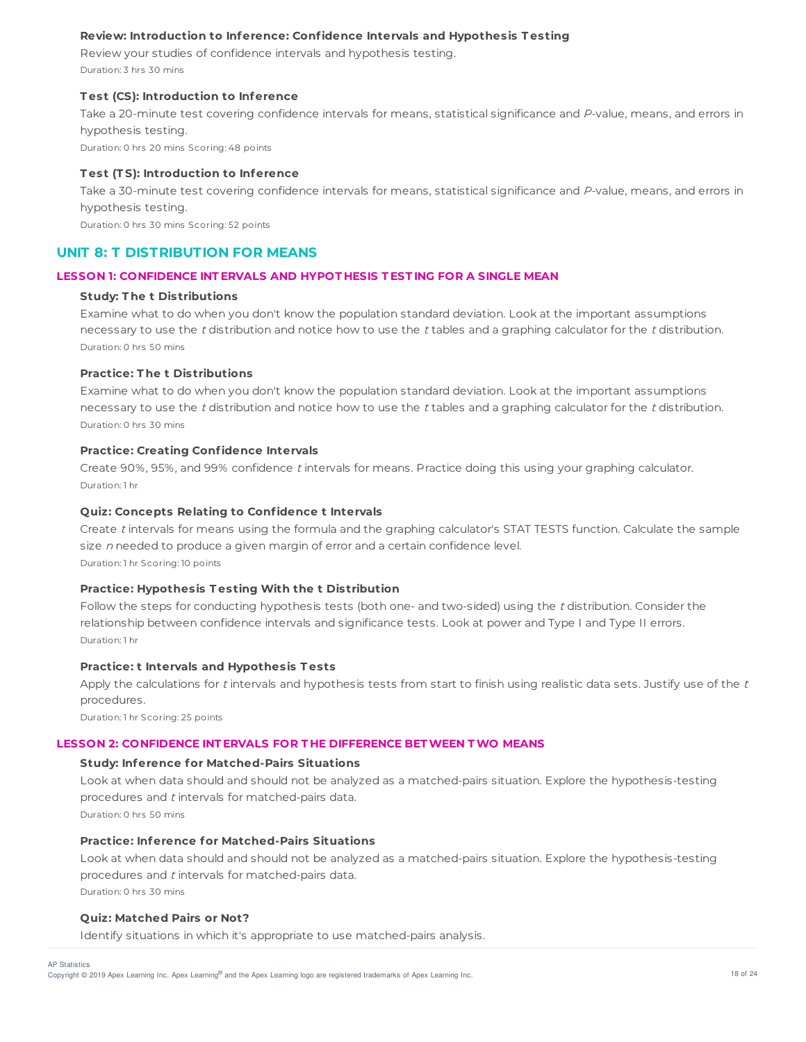#### Review: Introduction to Inference: Confidence Intervals and Hypothesis Testing

Review your studies of confidence intervals and hypothesis testing.

Duration: 3 hrs 30 mins

#### Test (CS): Introduction to Inference

Take a 20-minute test covering confidence intervals for means, statistical significance and *P*-value, means, and errors in hypothesis testing.

Duration: 0 hrs 20 mins Scoring: 48 points

#### Test (TS): Introduction to Inference

Take a 30-minute test covering confidence intervals for means, statistical significance and *P*-value, means, and errors in hypothesis testing.

Duration: 0 hrs 30 mins Scoring: 52 points

## UNIT 8: T DISTRIBUTION FOR MEANS

### LESSON 1: CONFIDENCE INTERVALS AND HYPOTHESIS TESTING FOR A SINGLE MEAN

#### Study: The t Distributions

Examine what to do when you don't know the population standard deviation. Look at the important assumptions necessary to use the *t* distribution and notice how to use the *t* tables and a graphing calculator for the *t* distribution.

Duration: 0 hrs 50 mins

#### Practice: The t Distributions

Examine what to do when you don't know the population standard deviation. Look at the important assumptions necessary to use the *t* distribution and notice how to use the *t* tables and a graphing calculator for the *t* distribution.

Duration: 0 hrs 30 mins

#### Practice: Creating Confidence Intervals

Create 90%, 95%, and 99% confidence *t* intervals for means. Practice doing this using your graphing calculator.

Duration: 1 hr

#### Quiz: Concepts Relating to Confidence t Intervals

Create *t* intervals for means using the formula and the graphing calculator's STAT TESTS function. Calculate the sample size *n* needed to produce a given margin of error and a certain confidence level.

Duration: 1 hr Scoring: 10 points

#### Practice: Hypothesis Testing With the t Distribution

Follow the steps for conducting hypothesis tests (both one- and two-sided) using the *t* distribution. Consider the relationship between confidence intervals and significance tests. Look at power and Type I and Type II errors.

Duration: 1 hr

#### Practice: t Intervals and Hypothesis Tests

Apply the calculations for *t* intervals and hypothesis tests from start to finish using realistic data sets. Justify use of the *t* procedures.

Duration: 1 hr Scoring: 25 points

### LESSON 2: CONFIDENCE INTERVALS FOR THE DIFFERENCE BETWEEN TWO MEANS

#### Study: Inference for Matched-Pairs Situations

Look at when data should and should not be analyzed as a matched-pairs situation. Explore the hypothesis-testing procedures and *t* intervals for matched-pairs data.

Duration: 0 hrs 50 mins

#### Practice: Inference for Matched-Pairs Situations

Look at when data should and should not be analyzed as a matched-pairs situation. Explore the hypothesis-testing procedures and *t* intervals for matched-pairs data.

Duration: 0 hrs 30 mins

#### Quiz: Matched Pairs or Not?

Identify situations in which it's appropriate to use matched-pairs analysis.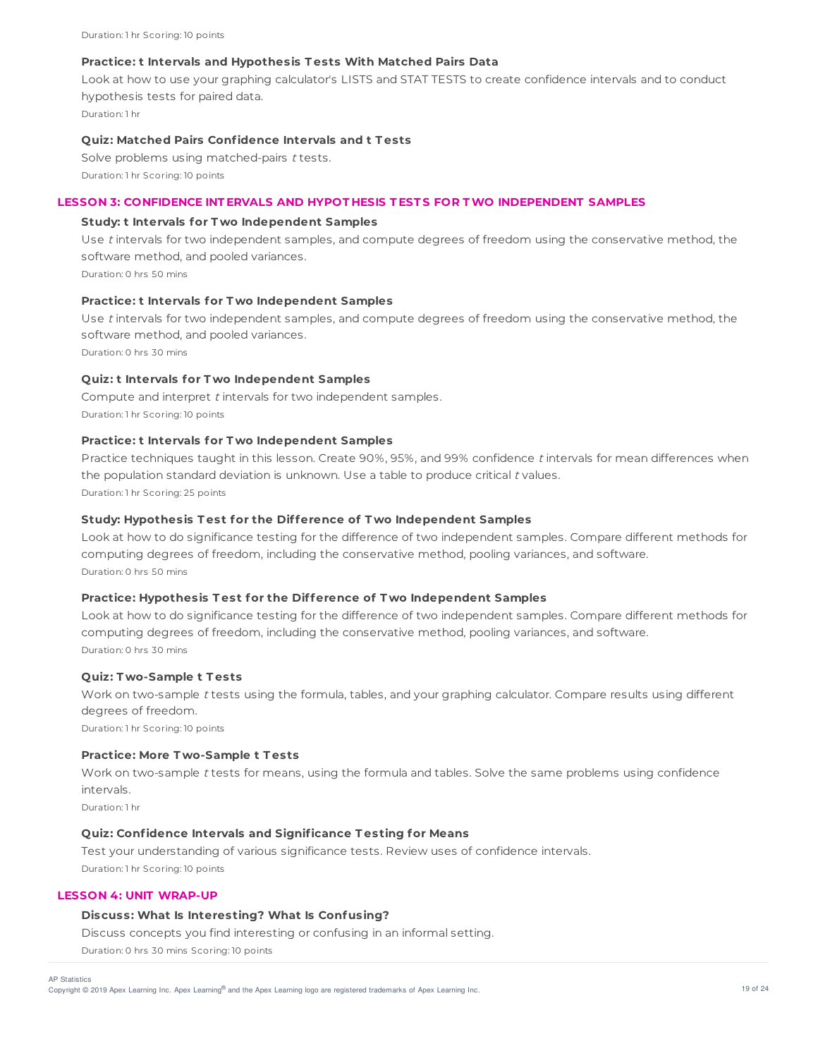Duration: 1 hr Scoring: 10 points

#### Practice: t Intervals and Hypothesis Tests With Matched Pairs Data

Look at how to use your graphing calculator's LISTS and STAT TESTS to create confidence intervals and to conduct hypothesis tests for paired data.

Duration: 1 hr

#### Quiz: Matched Pairs Confidence Intervals and t Tests

Solve problems using matched-pairs *t* tests.

Duration: 1 hr Scoring: 10 points

### LESSON 3: CONFIDENCE INTERVALS AND HYPOTHESIS TESTS FOR TWO INDEPENDENT SAMPLES

#### Study: t Intervals for Two Independent Samples

Use *t* intervals for two independent samples, and compute degrees of freedom using the conservative method, the software method, and pooled variances.

Duration: 0 hrs 50 mins

#### Practice: t Intervals for Two Independent Samples

Use *t* intervals for two independent samples, and compute degrees of freedom using the conservative method, the software method, and pooled variances.

Duration: 0 hrs 30 mins

#### Quiz: t Intervals for Two Independent Samples

Compute and interpret *t* intervals for two independent samples.

Duration: 1 hr Scoring: 10 points

#### Practice: t Intervals for Two Independent Samples

Practice techniques taught in this lesson. Create 90%, 95%, and 99% confidence *t* intervals for mean differences when the population standard deviation is unknown. Use a table to produce critical *t* values.

Duration: 1 hr Scoring: 25 points

#### Study: Hypothesis Test for the Difference of Two Independent Samples

Look at how to do significance testing for the difference of two independent samples. Compare different methods for computing degrees of freedom, including the conservative method, pooling variances, and software.

Duration: 0 hrs 50 mins

#### Practice: Hypothesis Test for the Difference of Two Independent Samples

Look at how to do significance testing for the difference of two independent samples. Compare different methods for computing degrees of freedom, including the conservative method, pooling variances, and software.

Duration: 0 hrs 30 mins

#### Quiz: Two-Sample t Tests

Work on two-sample *t* tests using the formula, tables, and your graphing calculator. Compare results using different degrees of freedom.

Duration: 1 hr Scoring: 10 points

#### Practice: More Two-Sample t Tests

Work on two-sample *t* tests for means, using the formula and tables. Solve the same problems using confidence intervals.

Duration: 1 hr

#### Quiz: Confidence Intervals and Significance Testing for Means

Test your understanding of various significance tests. Review uses of confidence intervals.

Duration: 1 hr Scoring: 10 points

### LESSON 4: UNIT WRAP-UP

#### Discuss: What Is Interesting? What Is Confusing?

Discuss concepts you find interesting or confusing in an informal setting.

Duration: 0 hrs 30 mins Scoring: 10 points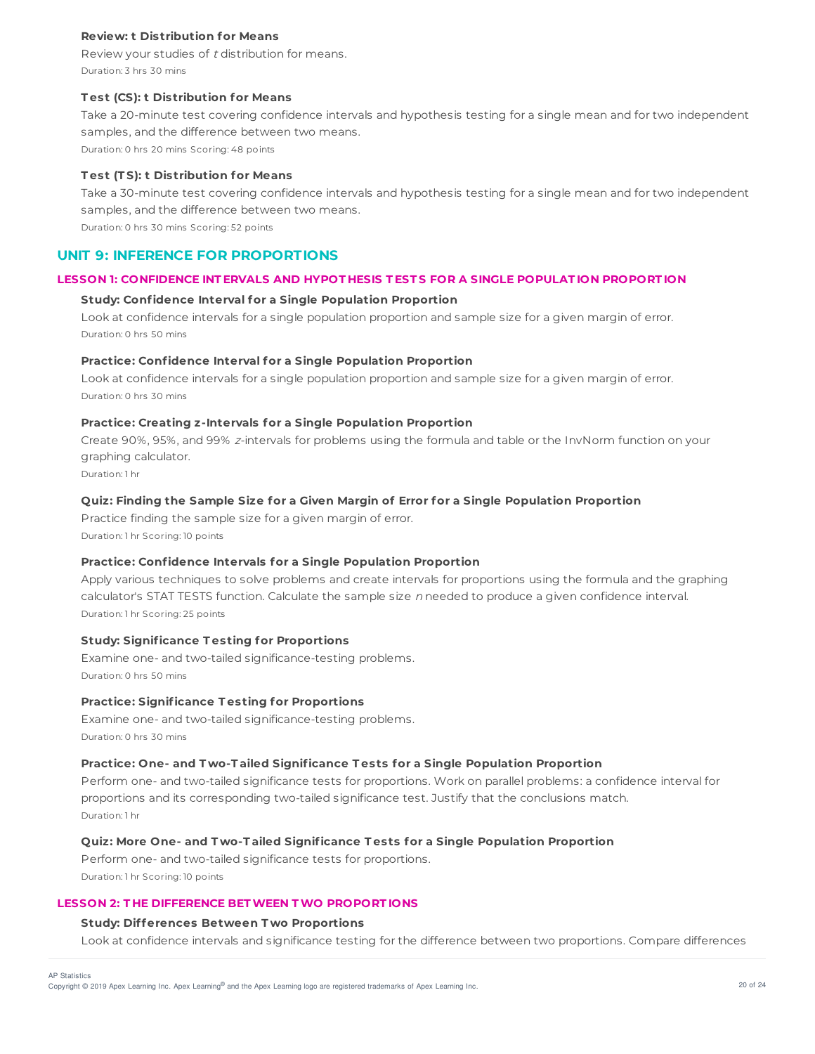**Review: t Distribution for Means**

Review your studies of *t* distribution for means.

Duration: 3 hrs 30 mins

**Test (CS): t Distribution for Means**

Take a 20-minute test covering confidence intervals and hypothesis testing for a single mean and for two independent samples, and the difference between two means.

Duration: 0 hrs 20 mins Scoring: 48 points

**Test (TS): t Distribution for Means**

Take a 30-minute test covering confidence intervals and hypothesis testing for a single mean and for two independent samples, and the difference between two means.

Duration: 0 hrs 30 mins Scoring: 52 points

## UNIT 9: INFERENCE FOR PROPORTIONS

### LESSON 1: CONFIDENCE INTERVALS AND HYPOTHESIS TESTS FOR A SINGLE POPULATION PROPORTION

**Study: Confidence Interval for a Single Population Proportion**

Look at confidence intervals for a single population proportion and sample size for a given margin of error.

Duration: 0 hrs 50 mins

**Practice: Confidence Interval for a Single Population Proportion**

Look at confidence intervals for a single population proportion and sample size for a given margin of error.

Duration: 0 hrs 30 mins

**Practice: Creating z-Intervals for a Single Population Proportion**

Create 90%, 95%, and 99% *z*-intervals for problems using the formula and table or the InvNorm function on your graphing calculator.

Duration: 1 hr

**Quiz: Finding the Sample Size for a Given Margin of Error for a Single Population Proportion**

Practice finding the sample size for a given margin of error.

Duration: 1 hr Scoring: 10 points

**Practice: Confidence Intervals for a Single Population Proportion**

Apply various techniques to solve problems and create intervals for proportions using the formula and the graphing calculator's STAT TESTS function. Calculate the sample size $n$ needed to produce a given confidence interval.

Duration: 1 hr Scoring: 25 points

**Study: Significance Testing for Proportions**

Examine one- and two-tailed significance-testing problems.

Duration: 0 hrs 50 mins

**Practice: Significance Testing for Proportions**

Examine one- and two-tailed significance-testing problems.

Duration: 0 hrs 30 mins

**Practice: One- and Two-Tailed Significance Tests for a Single Population Proportion**

Perform one- and two-tailed significance tests for proportions. Work on parallel problems: a confidence interval for proportions and its corresponding two-tailed significance test. Justify that the conclusions match.

Duration: 1 hr

**Quiz: More One- and Two-Tailed Significance Tests for a Single Population Proportion**

Perform one- and two-tailed significance tests for proportions.

Duration: 1 hr Scoring: 10 points

### LESSON 2: THE DIFFERENCE BETWEEN TWO PROPORTIONS

**Study: Differences Between Two Proportions**

Look at confidence intervals and significance testing for the difference between two proportions. Compare differences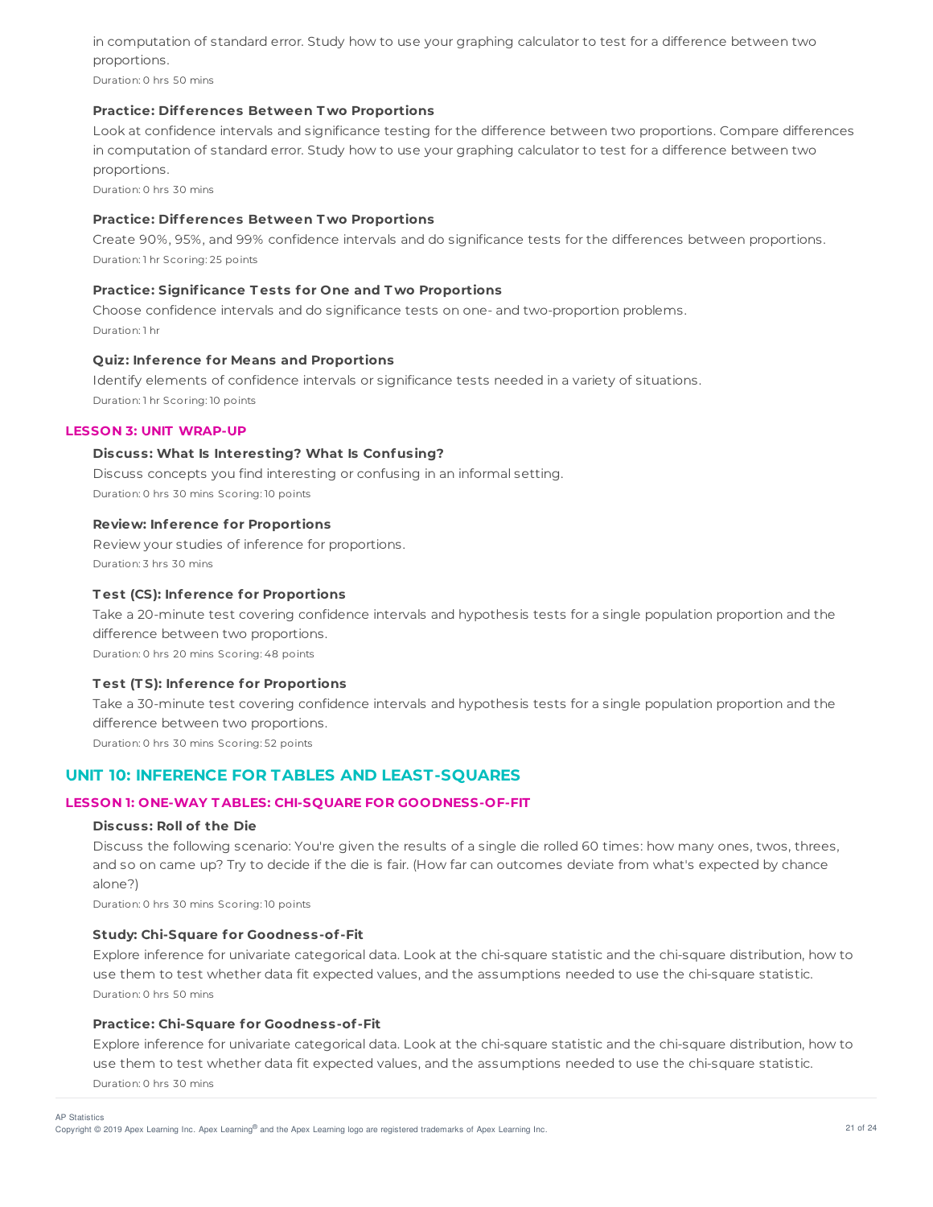in computation of standard error. Study how to use your graphing calculator to test for a difference between two proportions.

Duration: 0 hrs 50 mins

**Practice: Differences Between Two Proportions**

Look at confidence intervals and significance testing for the difference between two proportions. Compare differences in computation of standard error. Study how to use your graphing calculator to test for a difference between two proportions.

Duration: 0 hrs 30 mins

**Practice: Differences Between Two Proportions**

Create 90%, 95%, and 99% confidence intervals and do significance tests for the differences between proportions.

Duration: 1 hr Scoring: 25 points

**Practice: Significance Tests for One and Two Proportions**

Choose confidence intervals and do significance tests on one- and two-proportion problems.

Duration: 1 hr

**Quiz: Inference for Means and Proportions**

Identify elements of confidence intervals or significance tests needed in a variety of situations.

Duration: 1 hr Scoring: 10 points

### LESSON 3: UNIT WRAP-UP

**Discuss: What Is Interesting? What Is Confusing?**

Discuss concepts you find interesting or confusing in an informal setting.

Duration: 0 hrs 30 mins Scoring: 10 points

**Review: Inference for Proportions**

Review your studies of inference for proportions.

Duration: 3 hrs 30 mins

**Test (CS): Inference for Proportions**

Take a 20-minute test covering confidence intervals and hypothesis tests for a single population proportion and the difference between two proportions.

Duration: 0 hrs 20 mins Scoring: 48 points

**Test (TS): Inference for Proportions**

Take a 30-minute test covering confidence intervals and hypothesis tests for a single population proportion and the difference between two proportions.

Duration: 0 hrs 30 mins Scoring: 52 points

## UNIT 10: INFERENCE FOR TABLES AND LEAST-SQUARES

### LESSON 1: ONE-WAY TABLES: CHI-SQUARE FOR GOODNESS-OF-FIT

**Discuss: Roll of the Die**

Discuss the following scenario: You're given the results of a single die rolled 60 times: how many ones, twos, threes, and so on came up? Try to decide if the die is fair. (How far can outcomes deviate from what's expected by chance alone?)

Duration: 0 hrs 30 mins Scoring: 10 points

**Study: Chi-Square for Goodness-of-Fit**

Explore inference for univariate categorical data. Look at the chi-square statistic and the chi-square distribution, how to use them to test whether data fit expected values, and the assumptions needed to use the chi-square statistic.

Duration: 0 hrs 50 mins

**Practice: Chi-Square for Goodness-of-Fit**

Explore inference for univariate categorical data. Look at the chi-square statistic and the chi-square distribution, how to use them to test whether data fit expected values, and the assumptions needed to use the chi-square statistic.

Duration: 0 hrs 30 mins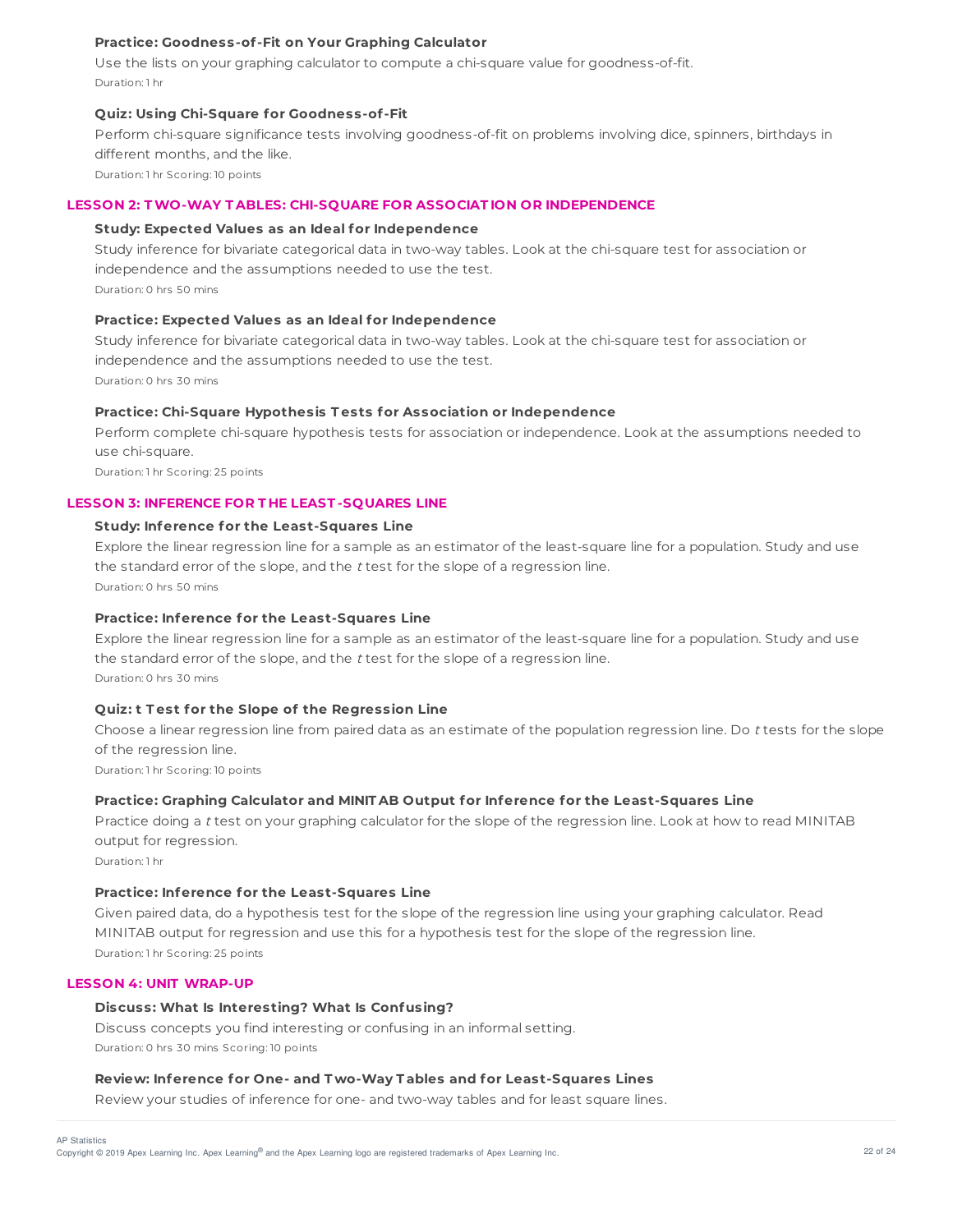#### Practice: Goodness-of-Fit on Your Graphing Calculator

Use the lists on your graphing calculator to compute a chi-square value for goodness-of-fit.

Duration: 1 hr

#### Quiz: Using Chi-Square for Goodness-of-Fit

Perform chi-square significance tests involving goodness-of-fit on problems involving dice, spinners, birthdays in different months, and the like.

Duration: 1 hr Scoring: 10 points

### LESSON 2: TWO-WAY TABLES: CHI-SQUARE FOR ASSOCIATION OR INDEPENDENCE

#### Study: Expected Values as an Ideal for Independence

Study inference for bivariate categorical data in two-way tables. Look at the chi-square test for association or independence and the assumptions needed to use the test.

Duration: 0 hrs 50 mins

#### Practice: Expected Values as an Ideal for Independence

Study inference for bivariate categorical data in two-way tables. Look at the chi-square test for association or independence and the assumptions needed to use the test.

Duration: 0 hrs 30 mins

#### Practice: Chi-Square Hypothesis Tests for Association or Independence

Perform complete chi-square hypothesis tests for association or independence. Look at the assumptions needed to use chi-square.

Duration: 1 hr Scoring: 25 points

### LESSON 3: INFERENCE FOR THE LEAST-SQUARES LINE

#### Study: Inference for the Least-Squares Line

Explore the linear regression line for a sample as an estimator of the least-square line for a population. Study and use the standard error of the slope, and the *t* test for the slope of a regression line.

Duration: 0 hrs 50 mins

#### Practice: Inference for the Least-Squares Line

Explore the linear regression line for a sample as an estimator of the least-square line for a population. Study and use the standard error of the slope, and the *t* test for the slope of a regression line.

Duration: 0 hrs 30 mins

#### Quiz: t Test for the Slope of the Regression Line

Choose a linear regression line from paired data as an estimate of the population regression line. Do *t* tests for the slope of the regression line.

Duration: 1 hr Scoring: 10 points

#### Practice: Graphing Calculator and MINITAB Output for Inference for the Least-Squares Line

Practice doing a *t* test on your graphing calculator for the slope of the regression line. Look at how to read MINITAB output for regression.

Duration: 1 hr

#### Practice: Inference for the Least-Squares Line

Given paired data, do a hypothesis test for the slope of the regression line using your graphing calculator. Read MINITAB output for regression and use this for a hypothesis test for the slope of the regression line.

Duration: 1 hr Scoring: 25 points

### LESSON 4: UNIT WRAP-UP

#### Discuss: What Is Interesting? What Is Confusing?

Discuss concepts you find interesting or confusing in an informal setting.

Duration: 0 hrs 30 mins Scoring: 10 points

#### Review: Inference for One- and Two-Way Tables and for Least-Squares Lines

Review your studies of inference for one- and two-way tables and for least square lines.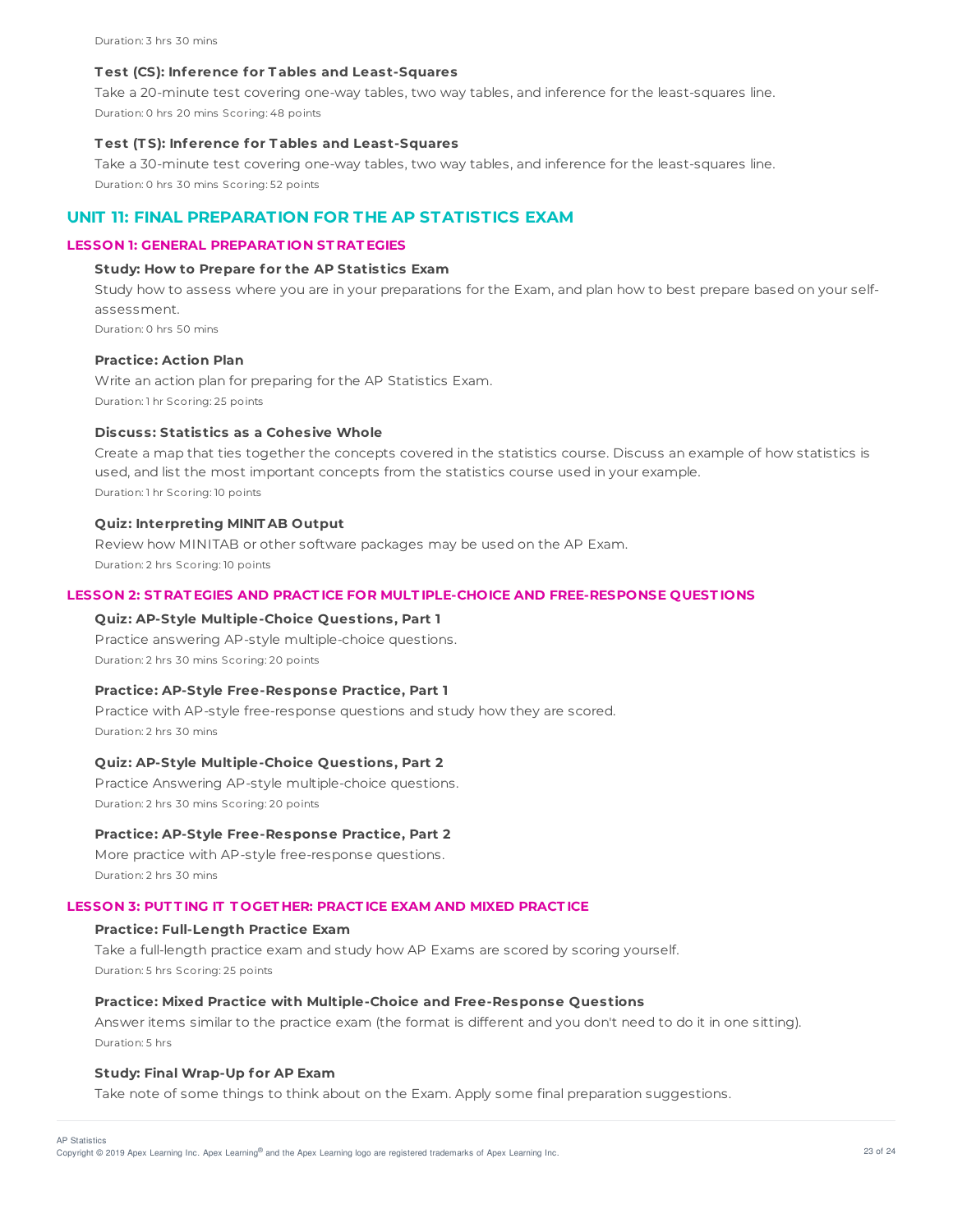Duration: 3 hrs 30 mins

**Test (CS): Inference for Tables and Least-Squares**

Take a 20-minute test covering one-way tables, two way tables, and inference for the least-squares line.

Duration: 0 hrs 20 mins Scoring: 48 points

**Test (TS): Inference for Tables and Least-Squares**

Take a 30-minute test covering one-way tables, two way tables, and inference for the least-squares line.

Duration: 0 hrs 30 mins Scoring: 52 points

## UNIT 11: FINAL PREPARATION FOR THE AP STATISTICS EXAM

### LESSON 1: GENERAL PREPARATION STRATEGIES

**Study: How to Prepare for the AP Statistics Exam**

Study how to assess where you are in your preparations for the Exam, and plan how to best prepare based on your self-assessment.

Duration: 0 hrs 50 mins

**Practice: Action Plan**

Write an action plan for preparing for the AP Statistics Exam.

Duration: 1 hr Scoring: 25 points

**Discuss: Statistics as a Cohesive Whole**

Create a map that ties together the concepts covered in the statistics course. Discuss an example of how statistics is used, and list the most important concepts from the statistics course used in your example.

Duration: 1 hr Scoring: 10 points

**Quiz: Interpreting MINITAB Output**

Review how MINITAB or other software packages may be used on the AP Exam.

Duration: 2 hrs Scoring: 10 points

### LESSON 2: STRATEGIES AND PRACTICE FOR MULTIPLE-CHOICE AND FREE-RESPONSE QUESTIONS

**Quiz: AP-Style Multiple-Choice Questions, Part 1**

Practice answering AP-style multiple-choice questions.

Duration: 2 hrs 30 mins Scoring: 20 points

**Practice: AP-Style Free-Response Practice, Part 1**

Practice with AP-style free-response questions and study how they are scored.

Duration: 2 hrs 30 mins

**Quiz: AP-Style Multiple-Choice Questions, Part 2**

Practice Answering AP-style multiple-choice questions.

Duration: 2 hrs 30 mins Scoring: 20 points

**Practice: AP-Style Free-Response Practice, Part 2**

More practice with AP-style free-response questions.

Duration: 2 hrs 30 mins

### LESSON 3: PUTTING IT TOGETHER: PRACTICE EXAM AND MIXED PRACTICE

**Practice: Full-Length Practice Exam**

Take a full-length practice exam and study how AP Exams are scored by scoring yourself.

Duration: 5 hrs Scoring: 25 points

**Practice: Mixed Practice with Multiple-Choice and Free-Response Questions**

Answer items similar to the practice exam (the format is different and you don't need to do it in one sitting).

Duration: 5 hrs

**Study: Final Wrap-Up for AP Exam**

Take note of some things to think about on the Exam. Apply some final preparation suggestions.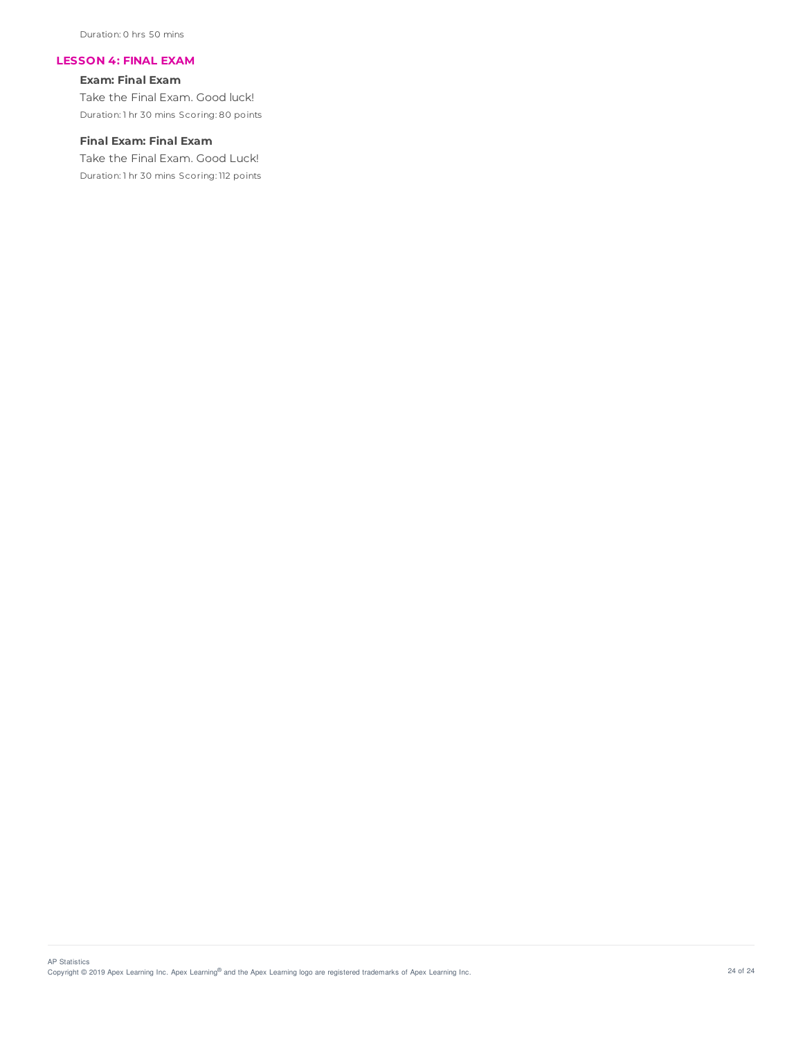Duration: 0 hrs 50 mins

## LESSON 4: FINAL EXAM

### Exam: Final Exam

Take the Final Exam. Good luck!

Duration: 1 hr 30 mins Scoring: 80 points

### Final Exam: Final Exam

Take the Final Exam. Good Luck!

Duration: 1 hr 30 mins Scoring: 112 points